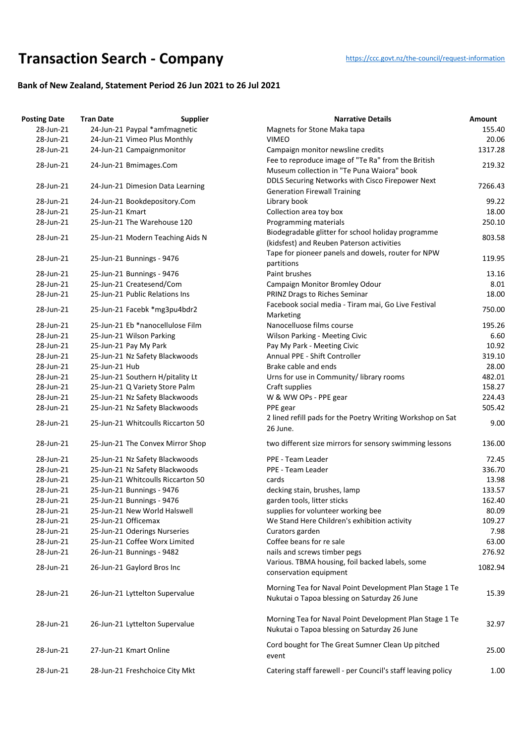# Transaction Search - Company

https://ccc.govt.nz/the-council/request-information

## Bank of New Zealand, Statement Period 26 Jun 2021 to 26 Jul 2021

| Posting Date | Tran Date | Supplier | Narrative Details | Amount |
|---|---|---|---|---|
| 28-Jun-21 | 24-Jun-21 | Paypal *amfmagnetic | Magnets for Stone Maka tapa | 155.40 |
| 28-Jun-21 | 24-Jun-21 | Vimeo Plus Monthly | VIMEO | 20.06 |
| 28-Jun-21 | 24-Jun-21 | Campaignmonitor | Campaign monitor newsline credits | 1317.28 |
| 28-Jun-21 | 24-Jun-21 | Bmimages.Com | Fee to reproduce image of "Te Ra" from the British Museum collection in "Te Puna Waiora" book | 219.32 |
| 28-Jun-21 | 24-Jun-21 | Dimesion Data Learning | DDLS Securing Networks with Cisco Firepower Next Generation Firewall Training | 7266.43 |
| 28-Jun-21 | 24-Jun-21 | Bookdepository.Com | Library book | 99.22 |
| 28-Jun-21 | 25-Jun-21 | Kmart | Collection area toy box | 18.00 |
| 28-Jun-21 | 25-Jun-21 | The Warehouse 120 | Programming materials | 250.10 |
| 28-Jun-21 | 25-Jun-21 | Modern Teaching Aids N | Biodegradable glitter for school holiday programme (kidsfest) and Reuben Paterson activities | 803.58 |
| 28-Jun-21 | 25-Jun-21 | Bunnings - 9476 | Tape for pioneer panels and dowels, router for NPW partitions | 119.95 |
| 28-Jun-21 | 25-Jun-21 | Bunnings - 9476 | Paint brushes | 13.16 |
| 28-Jun-21 | 25-Jun-21 | Createsend/Com | Campaign Monitor Bromley Odour | 8.01 |
| 28-Jun-21 | 25-Jun-21 | Public Relations Ins | PRINZ Drags to Riches Seminar | 18.00 |
| 28-Jun-21 | 25-Jun-21 | Facebk *mg3pu4bdr2 | Facebook social media - Tiram mai, Go Live Festival Marketing | 750.00 |
| 28-Jun-21 | 25-Jun-21 | Eb *nanocellulose Film | Nanocelluose films course | 195.26 |
| 28-Jun-21 | 25-Jun-21 | Wilson Parking | Wilson Parking - Meeting Civic | 6.60 |
| 28-Jun-21 | 25-Jun-21 | Pay My Park | Pay My Park - Meeting Civic | 10.92 |
| 28-Jun-21 | 25-Jun-21 | Nz Safety Blackwoods | Annual PPE - Shift Controller | 319.10 |
| 28-Jun-21 | 25-Jun-21 | Hub | Brake cable and ends | 28.00 |
| 28-Jun-21 | 25-Jun-21 | Southern H/pitality Lt | Urns for use in Community/ library rooms | 482.01 |
| 28-Jun-21 | 25-Jun-21 | Q Variety Store Palm | Craft supplies | 158.27 |
| 28-Jun-21 | 25-Jun-21 | Nz Safety Blackwoods | W & WW OPs - PPE gear | 224.43 |
| 28-Jun-21 | 25-Jun-21 | Nz Safety Blackwoods | PPE gear | 505.42 |
| 28-Jun-21 | 25-Jun-21 | Whitcoulls Riccarton 50 | 2 lined refill pads for the Poetry Writing Workshop on Sat 26 June. | 9.00 |
| 28-Jun-21 | 25-Jun-21 | The Convex Mirror Shop | two different size mirrors for sensory swimming lessons | 136.00 |
| 28-Jun-21 | 25-Jun-21 | Nz Safety Blackwoods | PPE - Team Leader | 72.45 |
| 28-Jun-21 | 25-Jun-21 | Nz Safety Blackwoods | PPE - Team Leader | 336.70 |
| 28-Jun-21 | 25-Jun-21 | Whitcoulls Riccarton 50 | cards | 13.98 |
| 28-Jun-21 | 25-Jun-21 | Bunnings - 9476 | decking stain, brushes, lamp | 133.57 |
| 28-Jun-21 | 25-Jun-21 | Bunnings - 9476 | garden tools, litter sticks | 162.40 |
| 28-Jun-21 | 25-Jun-21 | New World Halswell | supplies for volunteer working bee | 80.09 |
| 28-Jun-21 | 25-Jun-21 | Officemax | We Stand Here Children's exhibition activity | 109.27 |
| 28-Jun-21 | 25-Jun-21 | Oderings Nurseries | Curators garden | 7.98 |
| 28-Jun-21 | 25-Jun-21 | Coffee Worx Limited | Coffee beans for re sale | 63.00 |
| 28-Jun-21 | 26-Jun-21 | Bunnings - 9482 | nails and screws timber pegs | 276.92 |
| 28-Jun-21 | 26-Jun-21 | Gaylord Bros Inc | Various. TBMA housing, foil backed labels, some conservation equipment | 1082.94 |
| 28-Jun-21 | 26-Jun-21 | Lyttelton Supervalue | Morning Tea for Naval Point Development Plan Stage 1 Te Nukutai o Tapoa blessing on Saturday 26 June | 15.39 |
| 28-Jun-21 | 26-Jun-21 | Lyttelton Supervalue | Morning Tea for Naval Point Development Plan Stage 1 Te Nukutai o Tapoa blessing on Saturday 26 June | 32.97 |
| 28-Jun-21 | 27-Jun-21 | Kmart Online | Cord bought for The Great Sumner Clean Up pitched event | 25.00 |
| 28-Jun-21 | 28-Jun-21 | Freshchoice City Mkt | Catering staff farewell - per Council's staff leaving policy | 1.00 |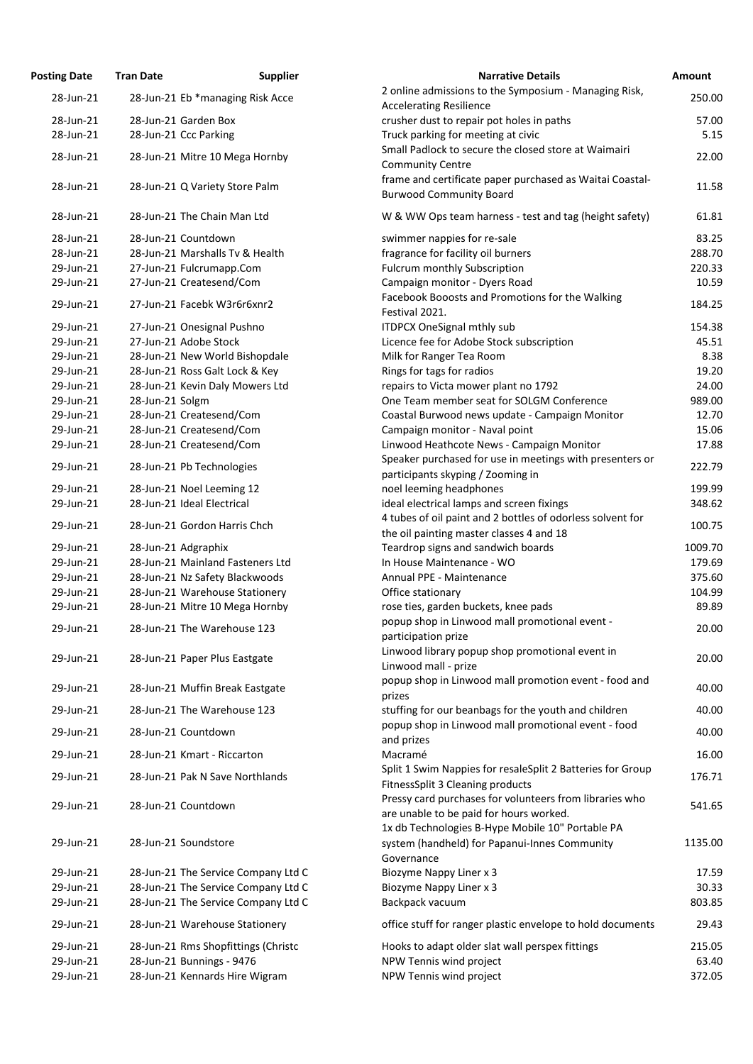| Posting Date | Tran Date | Supplier | Narrative Details | Amount |
|---|---|---|---|---|
| 28-Jun-21 | 28-Jun-21 | Eb *managing Risk Acce | 2 online admissions to the Symposium - Managing Risk, Accelerating Resilience | 250.00 |
| 28-Jun-21 | 28-Jun-21 | Garden Box | crusher dust to repair pot holes in paths | 57.00 |
| 28-Jun-21 | 28-Jun-21 | Ccc Parking | Truck parking for meeting at civic | 5.15 |
| 28-Jun-21 | 28-Jun-21 | Mitre 10 Mega Hornby | Small Padlock to secure the closed store at Waimairi Community Centre | 22.00 |
| 28-Jun-21 | 28-Jun-21 | Q Variety Store Palm | frame and certificate paper purchased as Waitai Coastal-Burwood Community Board | 11.58 |
| 28-Jun-21 | 28-Jun-21 | The Chain Man Ltd | W & WW Ops team harness - test and tag (height safety) | 61.81 |
| 28-Jun-21 | 28-Jun-21 | Countdown | swimmer nappies for re-sale | 83.25 |
| 28-Jun-21 | 28-Jun-21 | Marshalls Tv & Health | fragrance for facility oil burners | 288.70 |
| 29-Jun-21 | 27-Jun-21 | Fulcrumapp.Com | Fulcrum monthly Subscription | 220.33 |
| 29-Jun-21 | 27-Jun-21 | Createsend/Com | Campaign monitor - Dyers Road | 10.59 |
| 29-Jun-21 | 27-Jun-21 | Facebk W3r6r6xnr2 | Facebook Booosts and Promotions for the Walking Festival 2021. | 184.25 |
| 29-Jun-21 | 27-Jun-21 | Onesignal Pushno | ITDPCX OneSignal mthly sub | 154.38 |
| 29-Jun-21 | 27-Jun-21 | Adobe Stock | Licence fee for Adobe Stock subscription | 45.51 |
| 29-Jun-21 | 28-Jun-21 | New World Bishopdale | Milk for Ranger Tea Room | 8.38 |
| 29-Jun-21 | 28-Jun-21 | Ross Galt Lock & Key | Rings for tags for radios | 19.20 |
| 29-Jun-21 | 28-Jun-21 | Kevin Daly Mowers Ltd | repairs to Victa mower plant no 1792 | 24.00 |
| 29-Jun-21 | 28-Jun-21 | Solgm | One Team member seat for SOLGM Conference | 989.00 |
| 29-Jun-21 | 28-Jun-21 | Createsend/Com | Coastal Burwood news update - Campaign Monitor | 12.70 |
| 29-Jun-21 | 28-Jun-21 | Createsend/Com | Campaign monitor - Naval point | 15.06 |
| 29-Jun-21 | 28-Jun-21 | Createsend/Com | Linwood Heathcote News - Campaign Monitor | 17.88 |
| 29-Jun-21 | 28-Jun-21 | Pb Technologies | Speaker purchased for use in meetings with presenters or participants skyping / Zooming in | 222.79 |
| 29-Jun-21 | 28-Jun-21 | Noel Leeming 12 | noel leeming headphones | 199.99 |
| 29-Jun-21 | 28-Jun-21 | Ideal Electrical | ideal electrical lamps and screen fixings | 348.62 |
| 29-Jun-21 | 28-Jun-21 | Gordon Harris Chch | 4 tubes of oil paint and 2 bottles of odorless solvent for the oil painting master classes 4 and 18 | 100.75 |
| 29-Jun-21 | 28-Jun-21 | Adgraphix | Teardrop signs and sandwich boards | 1009.70 |
| 29-Jun-21 | 28-Jun-21 | Mainland Fasteners Ltd | In House Maintenance - WO | 179.69 |
| 29-Jun-21 | 28-Jun-21 | Nz Safety Blackwoods | Annual PPE - Maintenance | 375.60 |
| 29-Jun-21 | 28-Jun-21 | Warehouse Stationery | Office stationary | 104.99 |
| 29-Jun-21 | 28-Jun-21 | Mitre 10 Mega Hornby | rose ties, garden buckets, knee pads | 89.89 |
| 29-Jun-21 | 28-Jun-21 | The Warehouse 123 | popup shop in Linwood mall promotional event - participation prize | 20.00 |
| 29-Jun-21 | 28-Jun-21 | Paper Plus Eastgate | Linwood library popup shop promotional event in Linwood mall - prize | 20.00 |
| 29-Jun-21 | 28-Jun-21 | Muffin Break Eastgate | popup shop in Linwood mall promotion event - food and prizes | 40.00 |
| 29-Jun-21 | 28-Jun-21 | The Warehouse 123 | stuffing for our beanbags for the youth and children | 40.00 |
| 29-Jun-21 | 28-Jun-21 | Countdown | popup shop in Linwood mall promotional event - food and prizes | 40.00 |
| 29-Jun-21 | 28-Jun-21 | Kmart - Riccarton | Macramé | 16.00 |
| 29-Jun-21 | 28-Jun-21 | Pak N Save Northlands | Split 1 Swim Nappies for resaleSplit 2 Batteries for Group FitnessSplit 3 Cleaning products | 176.71 |
| 29-Jun-21 | 28-Jun-21 | Countdown | Pressy card purchases for volunteers from libraries who are unable to be paid for hours worked. | 541.65 |
| 29-Jun-21 | 28-Jun-21 | Soundstore | 1x db Technologies B-Hype Mobile 10" Portable PA system (handheld) for Papanui-Innes Community Governance | 1135.00 |
| 29-Jun-21 | 28-Jun-21 | The Service Company Ltd C | Biozyme Nappy Liner x 3 | 17.59 |
| 29-Jun-21 | 28-Jun-21 | The Service Company Ltd C | Biozyme Nappy Liner x 3 | 30.33 |
| 29-Jun-21 | 28-Jun-21 | The Service Company Ltd C | Backpack vacuum | 803.85 |
| 29-Jun-21 | 28-Jun-21 | Warehouse Stationery | office stuff for ranger plastic envelope to hold documents | 29.43 |
| 29-Jun-21 | 28-Jun-21 | Rms Shopfittings (Christc | Hooks to adapt older slat wall perspex fittings | 215.05 |
| 29-Jun-21 | 28-Jun-21 | Bunnings - 9476 | NPW Tennis wind project | 63.40 |
| 29-Jun-21 | 28-Jun-21 | Kennards Hire Wigram | NPW Tennis wind project | 372.05 |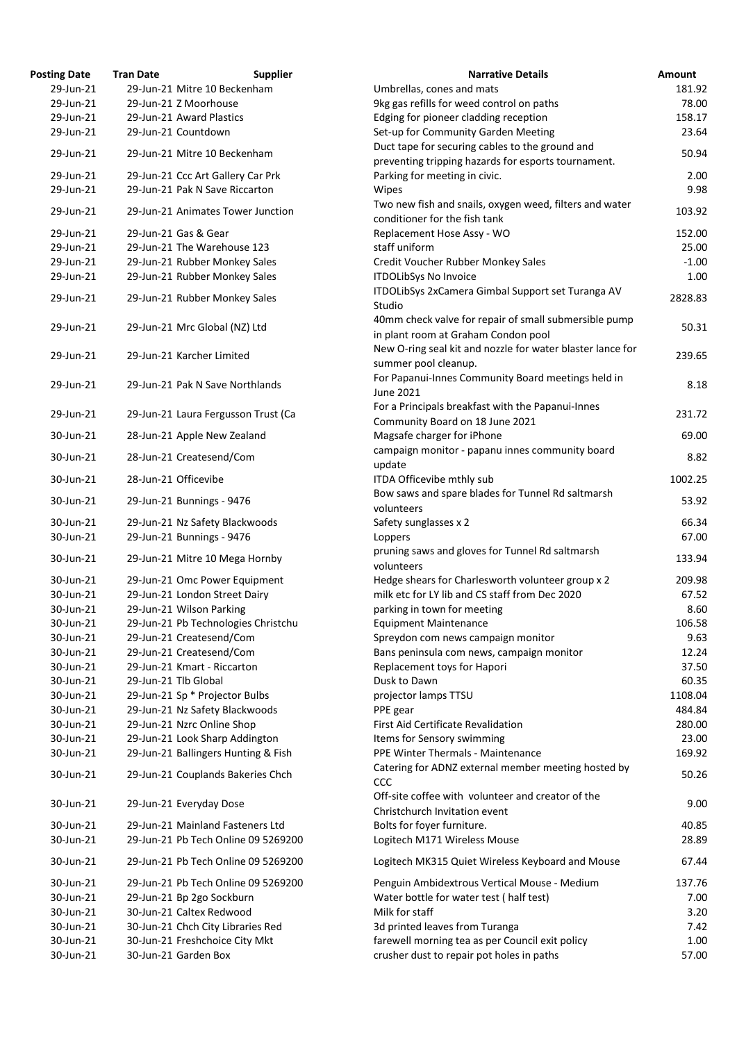| Posting Date | Tran Date | Supplier | Narrative Details | Amount |
|---|---|---|---|---|
| 29-Jun-21 | 29-Jun-21 | Mitre 10 Beckenham | Umbrellas, cones and mats | 181.92 |
| 29-Jun-21 | 29-Jun-21 | Z Moorhouse | 9kg gas refills for weed control on paths | 78.00 |
| 29-Jun-21 | 29-Jun-21 | Award Plastics | Edging for pioneer cladding reception | 158.17 |
| 29-Jun-21 | 29-Jun-21 | Countdown | Set-up for Community Garden Meeting | 23.64 |
| 29-Jun-21 | 29-Jun-21 | Mitre 10 Beckenham | Duct tape for securing cables to the ground and preventing tripping hazards for esports tournament. | 50.94 |
| 29-Jun-21 | 29-Jun-21 | Ccc Art Gallery Car Prk | Parking for meeting in civic. | 2.00 |
| 29-Jun-21 | 29-Jun-21 | Pak N Save Riccarton | Wipes | 9.98 |
| 29-Jun-21 | 29-Jun-21 | Animates Tower Junction | Two new fish and snails, oxygen weed, filters and water conditioner for the fish tank | 103.92 |
| 29-Jun-21 | 29-Jun-21 | Gas & Gear | Replacement Hose Assy - WO | 152.00 |
| 29-Jun-21 | 29-Jun-21 | The Warehouse 123 | staff uniform | 25.00 |
| 29-Jun-21 | 29-Jun-21 | Rubber Monkey Sales | Credit Voucher Rubber Monkey Sales | -1.00 |
| 29-Jun-21 | 29-Jun-21 | Rubber Monkey Sales | ITDOLibSys No Invoice | 1.00 |
| 29-Jun-21 | 29-Jun-21 | Rubber Monkey Sales | ITDOLibSys 2xCamera Gimbal Support set Turanga AV Studio | 2828.83 |
| 29-Jun-21 | 29-Jun-21 | Mrc Global (NZ) Ltd | 40mm check valve for repair of small submersible pump in plant room at Graham Condon pool | 50.31 |
| 29-Jun-21 | 29-Jun-21 | Karcher Limited | New O-ring seal kit and nozzle for water blaster lance for summer pool cleanup. | 239.65 |
| 29-Jun-21 | 29-Jun-21 | Pak N Save Northlands | For Papanui-Innes Community Board meetings held in June 2021 | 8.18 |
| 29-Jun-21 | 29-Jun-21 | Laura Fergusson Trust (Ca | For a Principals breakfast with the Papanui-Innes Community Board on 18 June 2021 | 231.72 |
| 30-Jun-21 | 28-Jun-21 | Apple New Zealand | Magsafe charger for iPhone | 69.00 |
| 30-Jun-21 | 28-Jun-21 | Createsend/Com | campaign monitor - papanu innes community board update | 8.82 |
| 30-Jun-21 | 28-Jun-21 | Officevibe | ITDA Officevibe mthly sub | 1002.25 |
| 30-Jun-21 | 29-Jun-21 | Bunnings - 9476 | Bow saws and spare blades for Tunnel Rd saltmarsh volunteers | 53.92 |
| 30-Jun-21 | 29-Jun-21 | Nz Safety Blackwoods | Safety sunglasses x 2 | 66.34 |
| 30-Jun-21 | 29-Jun-21 | Bunnings - 9476 | Loppers | 67.00 |
| 30-Jun-21 | 29-Jun-21 | Mitre 10 Mega Hornby | pruning saws and gloves for Tunnel Rd saltmarsh volunteers | 133.94 |
| 30-Jun-21 | 29-Jun-21 | Omc Power Equipment | Hedge shears for Charlesworth volunteer group x 2 | 209.98 |
| 30-Jun-21 | 29-Jun-21 | London Street Dairy | milk etc for LY lib and CS staff from Dec 2020 | 67.52 |
| 30-Jun-21 | 29-Jun-21 | Wilson Parking | parking in town for meeting | 8.60 |
| 30-Jun-21 | 29-Jun-21 | Pb Technologies Christchu | Equipment Maintenance | 106.58 |
| 30-Jun-21 | 29-Jun-21 | Createsend/Com | Spreydon com news campaign monitor | 9.63 |
| 30-Jun-21 | 29-Jun-21 | Createsend/Com | Bans peninsula com news, campaign monitor | 12.24 |
| 30-Jun-21 | 29-Jun-21 | Kmart - Riccarton | Replacement toys for Hapori | 37.50 |
| 30-Jun-21 | 29-Jun-21 | Tlb Global | Dusk to Dawn | 60.35 |
| 30-Jun-21 | 29-Jun-21 | Sp * Projector Bulbs | projector lamps TTSU | 1108.04 |
| 30-Jun-21 | 29-Jun-21 | Nz Safety Blackwoods | PPE gear | 484.84 |
| 30-Jun-21 | 29-Jun-21 | Nzrc Online Shop | First Aid Certificate Revalidation | 280.00 |
| 30-Jun-21 | 29-Jun-21 | Look Sharp Addington | Items for Sensory swimming | 23.00 |
| 30-Jun-21 | 29-Jun-21 | Ballingers Hunting & Fish | PPE Winter Thermals - Maintenance | 169.92 |
| 30-Jun-21 | 29-Jun-21 | Couplands Bakeries Chch | Catering for ADNZ external member meeting hosted by CCC | 50.26 |
| 30-Jun-21 | 29-Jun-21 | Everyday Dose | Off-site coffee with volunteer and creator of the Christchurch Invitation event | 9.00 |
| 30-Jun-21 | 29-Jun-21 | Mainland Fasteners Ltd | Bolts for foyer furniture. | 40.85 |
| 30-Jun-21 | 29-Jun-21 | Pb Tech Online 09 5269200 | Logitech M171 Wireless Mouse | 28.89 |
| 30-Jun-21 | 29-Jun-21 | Pb Tech Online 09 5269200 | Logitech MK315 Quiet Wireless Keyboard and Mouse | 67.44 |
| 30-Jun-21 | 29-Jun-21 | Pb Tech Online 09 5269200 | Penguin Ambidextrous Vertical Mouse - Medium | 137.76 |
| 30-Jun-21 | 29-Jun-21 | Bp 2go Sockburn | Water bottle for water test ( half test) | 7.00 |
| 30-Jun-21 | 30-Jun-21 | Caltex Redwood | Milk for staff | 3.20 |
| 30-Jun-21 | 30-Jun-21 | Chch City Libraries Red | 3d printed leaves from Turanga | 7.42 |
| 30-Jun-21 | 30-Jun-21 | Freshchoice City Mkt | farewell morning tea as per Council exit policy | 1.00 |
| 30-Jun-21 | 30-Jun-21 | Garden Box | crusher dust to repair pot holes in paths | 57.00 |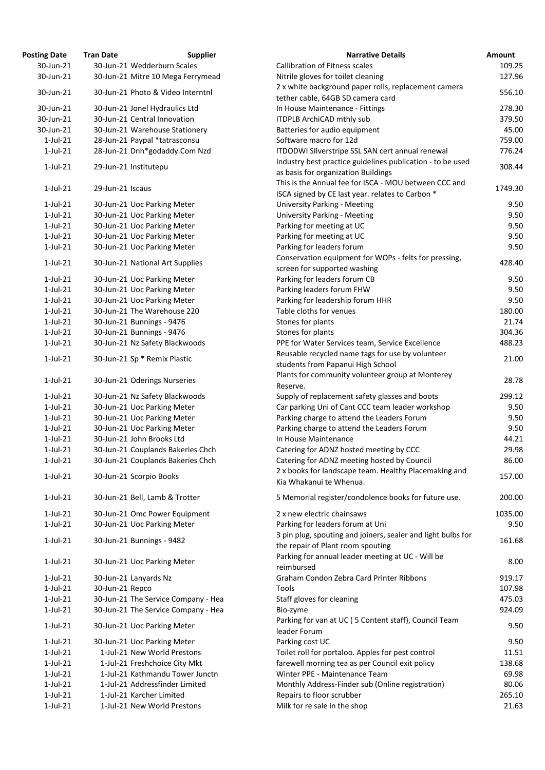| Posting Date | Tran Date | Supplier | Narrative Details | Amount |
|---|---|---|---|---|
| 30-Jun-21 | 30-Jun-21 | Wedderburn Scales | Callibration of Fitness scales | 109.25 |
| 30-Jun-21 | 30-Jun-21 | Mitre 10 Mega Ferrymead | Nitrile gloves for toilet cleaning | 127.96 |
| 30-Jun-21 | 30-Jun-21 | Photo & Video Interntnl | 2 x white background paper rolls, replacement camera tether cable, 64GB SD camera card | 556.10 |
| 30-Jun-21 | 30-Jun-21 | Jonel Hydraulics Ltd | In House Maintenance - Fittings | 278.30 |
| 30-Jun-21 | 30-Jun-21 | Central Innovation | ITDPLB ArchiCAD mthly sub | 379.50 |
| 30-Jun-21 | 30-Jun-21 | Warehouse Stationery | Batteries for audio equipment | 45.00 |
| 1-Jul-21 | 28-Jun-21 | Paypal *tatrasconsu | Software macro for 12d | 759.00 |
| 1-Jul-21 | 28-Jun-21 | Dnh*godaddy.Com Nzd | ITDODWI SIlverstripe SSL SAN cert annual renewal | 776.24 |
| 1-Jul-21 | 29-Jun-21 | Institutepu | Industry best practice guidelines publication - to be used as basis for organization Buildings | 308.44 |
| 1-Jul-21 | 29-Jun-21 | Iscaus | This is the Annual fee for ISCA - MOU between CCC and ISCA signed by CE last year. relates to Carbon * | 1749.30 |
| 1-Jul-21 | 30-Jun-21 | Uoc Parking Meter | University Parking - Meeting | 9.50 |
| 1-Jul-21 | 30-Jun-21 | Uoc Parking Meter | University Parking - Meeting | 9.50 |
| 1-Jul-21 | 30-Jun-21 | Uoc Parking Meter | Parking for meeting at UC | 9.50 |
| 1-Jul-21 | 30-Jun-21 | Uoc Parking Meter | Parking for meeting at UC | 9.50 |
| 1-Jul-21 | 30-Jun-21 | Uoc Parking Meter | Parking for leaders forum | 9.50 |
| 1-Jul-21 | 30-Jun-21 | National Art Supplies | Conservation equipment for WOPs - felts for pressing, screen for supported washing | 428.40 |
| 1-Jul-21 | 30-Jun-21 | Uoc Parking Meter | Parking for leaders forum CB | 9.50 |
| 1-Jul-21 | 30-Jun-21 | Uoc Parking Meter | Parking leaders forum FHW | 9.50 |
| 1-Jul-21 | 30-Jun-21 | Uoc Parking Meter | Parking for leadership forum HHR | 9.50 |
| 1-Jul-21 | 30-Jun-21 | The Warehouse 220 | Table cloths for venues | 180.00 |
| 1-Jul-21 | 30-Jun-21 | Bunnings - 9476 | Stones for plants | 21.74 |
| 1-Jul-21 | 30-Jun-21 | Bunnings - 9476 | Stones for plants | 304.36 |
| 1-Jul-21 | 30-Jun-21 | Nz Safety Blackwoods | PPE for Water Services team, Service Excellence | 488.23 |
| 1-Jul-21 | 30-Jun-21 | Sp * Remix Plastic | Reusable recycled name tags for use by volunteer students from Papanui High School | 21.00 |
| 1-Jul-21 | 30-Jun-21 | Oderings Nurseries | Plants for community volunteer group at Monterey Reserve. | 28.78 |
| 1-Jul-21 | 30-Jun-21 | Nz Safety Blackwoods | Supply of replacement safety glasses and boots | 299.12 |
| 1-Jul-21 | 30-Jun-21 | Uoc Parking Meter | Car parking Uni of Cant CCC team leader workshop | 9.50 |
| 1-Jul-21 | 30-Jun-21 | Uoc Parking Meter | Parking charge to attend the Leaders Forum | 9.50 |
| 1-Jul-21 | 30-Jun-21 | Uoc Parking Meter | Parking charge to attend the Leaders Forum | 9.50 |
| 1-Jul-21 | 30-Jun-21 | John Brooks Ltd | In House Maintenance | 44.21 |
| 1-Jul-21 | 30-Jun-21 | Couplands Bakeries Chch | Catering for ADNZ hosted meeting by CCC | 29.98 |
| 1-Jul-21 | 30-Jun-21 | Couplands Bakeries Chch | Catering for ADNZ meeting hosted by Council | 86.00 |
| 1-Jul-21 | 30-Jun-21 | Scorpio Books | 2 x books for landscape team. Healthy Placemaking and Kia Whakanui te Whenua. | 157.00 |
| 1-Jul-21 | 30-Jun-21 | Bell, Lamb & Trotter | 5 Memorial register/condolence books for future use. | 200.00 |
| 1-Jul-21 | 30-Jun-21 | Omc Power Equipment | 2 x new electric chainsaws | 1035.00 |
| 1-Jul-21 | 30-Jun-21 | Uoc Parking Meter | Parking for leaders forum at Uni | 9.50 |
| 1-Jul-21 | 30-Jun-21 | Bunnings - 9482 | 3 pin plug, spouting and joiners, sealer and light bulbs for the repair of Plant room spouting | 161.68 |
| 1-Jul-21 | 30-Jun-21 | Uoc Parking Meter | Parking for annual leader meeting at UC - Will be reimbursed | 8.00 |
| 1-Jul-21 | 30-Jun-21 | Lanyards Nz | Graham Condon Zebra Card Printer Ribbons | 919.17 |
| 1-Jul-21 | 30-Jun-21 | Repco | Tools | 107.98 |
| 1-Jul-21 | 30-Jun-21 | The Service Company - Hea | Staff gloves for cleaning | 475.03 |
| 1-Jul-21 | 30-Jun-21 | The Service Company - Hea | Bio-zyme | 924.09 |
| 1-Jul-21 | 30-Jun-21 | Uoc Parking Meter | Parking for van at UC ( 5 Content staff), Council Team leader Forum | 9.50 |
| 1-Jul-21 | 30-Jun-21 | Uoc Parking Meter | Parking cost UC | 9.50 |
| 1-Jul-21 | 1-Jul-21 | New World Prestons | Toilet roll for portaloo. Apples for pest control | 11.51 |
| 1-Jul-21 | 1-Jul-21 | Freshchoice City Mkt | farewell morning tea as per Council exit policy | 138.68 |
| 1-Jul-21 | 1-Jul-21 | Kathmandu Tower Junctn | Winter PPE - Maintenance Team | 69.98 |
| 1-Jul-21 | 1-Jul-21 | Addressfinder Limited | Monthly Address-Finder sub (Online registration) | 80.06 |
| 1-Jul-21 | 1-Jul-21 | Karcher Limited | Repairs to floor scrubber | 265.10 |
| 1-Jul-21 | 1-Jul-21 | New World Prestons | Milk for re sale in the shop | 21.63 |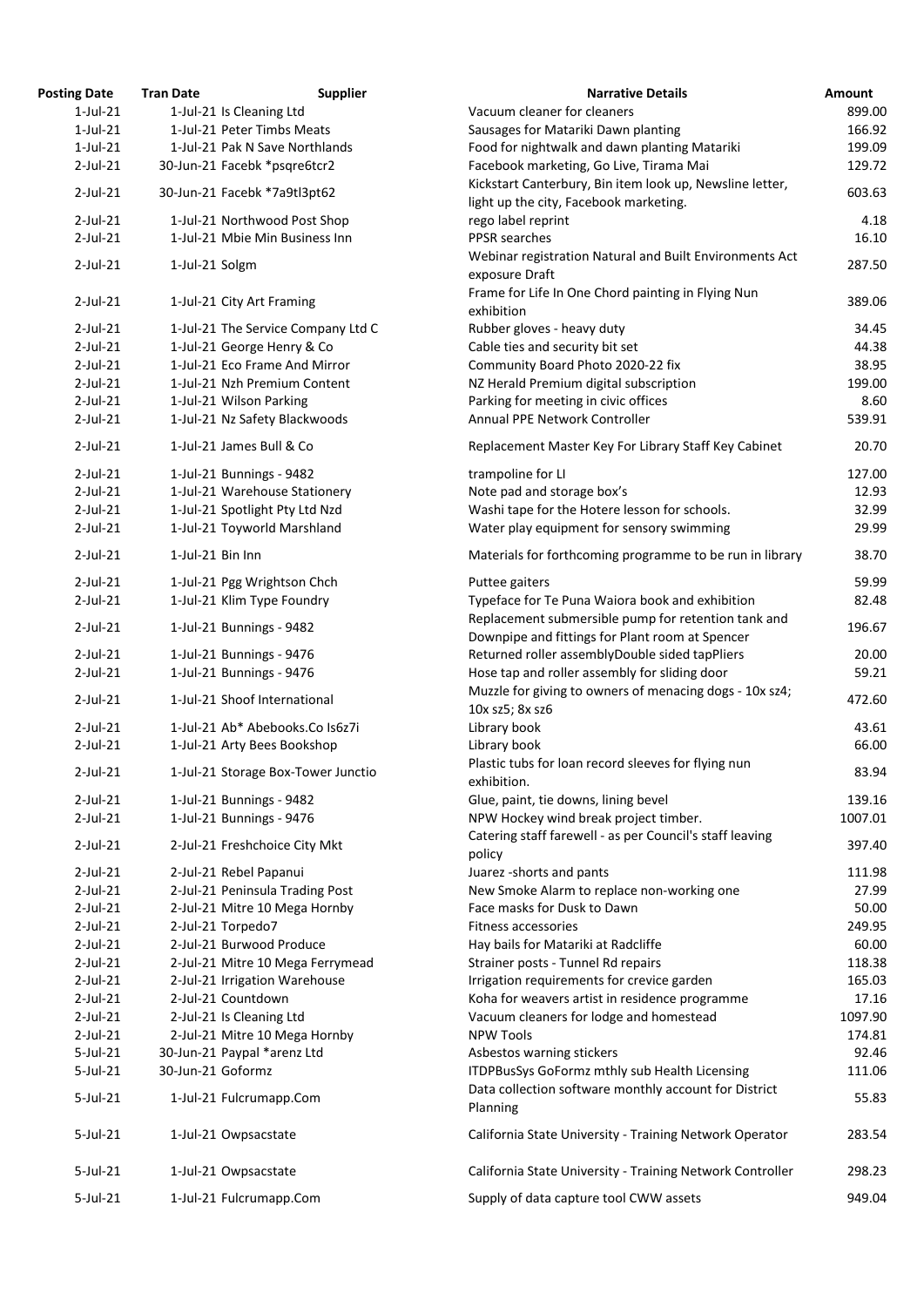| Posting Date | Tran Date | Supplier | Narrative Details | Amount |
|---|---|---|---|---|
| 1-Jul-21 | 1-Jul-21 | Is Cleaning Ltd | Vacuum cleaner for cleaners | 899.00 |
| 1-Jul-21 | 1-Jul-21 | Peter Timbs Meats | Sausages for Matariki Dawn planting | 166.92 |
| 1-Jul-21 | 1-Jul-21 | Pak N Save Northlands | Food for nightwalk and dawn planting Matariki | 199.09 |
| 2-Jul-21 | 30-Jun-21 | Facebk *psqre6tcr2 | Facebook marketing, Go Live, Tirama Mai | 129.72 |
| 2-Jul-21 | 30-Jun-21 | Facebk *7a9tl3pt62 | Kickstart Canterbury, Bin item look up, Newsline letter, light up the city, Facebook marketing. | 603.63 |
| 2-Jul-21 | 1-Jul-21 | Northwood Post Shop | rego label reprint | 4.18 |
| 2-Jul-21 | 1-Jul-21 | Mbie Min Business Inn | PPSR searches | 16.10 |
| 2-Jul-21 | 1-Jul-21 | Solgm | Webinar registration Natural and Built Environments Act exposure Draft | 287.50 |
| 2-Jul-21 | 1-Jul-21 | City Art Framing | Frame for Life In One Chord painting in Flying Nun exhibition | 389.06 |
| 2-Jul-21 | 1-Jul-21 | The Service Company Ltd C | Rubber gloves - heavy duty | 34.45 |
| 2-Jul-21 | 1-Jul-21 | George Henry & Co | Cable ties and security bit set | 44.38 |
| 2-Jul-21 | 1-Jul-21 | Eco Frame And Mirror | Community Board Photo 2020-22 fix | 38.95 |
| 2-Jul-21 | 1-Jul-21 | Nzh Premium Content | NZ Herald Premium digital subscription | 199.00 |
| 2-Jul-21 | 1-Jul-21 | Wilson Parking | Parking for meeting in civic offices | 8.60 |
| 2-Jul-21 | 1-Jul-21 | Nz Safety Blackwoods | Annual PPE Network Controller | 539.91 |
| 2-Jul-21 | 1-Jul-21 | James Bull & Co | Replacement Master Key For Library Staff Key Cabinet | 20.70 |
| 2-Jul-21 | 1-Jul-21 | Bunnings - 9482 | trampoline for LI | 127.00 |
| 2-Jul-21 | 1-Jul-21 | Warehouse Stationery | Note pad and storage box's | 12.93 |
| 2-Jul-21 | 1-Jul-21 | Spotlight Pty Ltd Nzd | Washi tape for the Hotere lesson for schools. | 32.99 |
| 2-Jul-21 | 1-Jul-21 | Toyworld Marshland | Water play equipment for sensory swimming | 29.99 |
| 2-Jul-21 | 1-Jul-21 | Bin Inn | Materials for forthcoming programme to be run in library | 38.70 |
| 2-Jul-21 | 1-Jul-21 | Pgg Wrightson Chch | Puttee gaiters | 59.99 |
| 2-Jul-21 | 1-Jul-21 | Klim Type Foundry | Typeface for Te Puna Waiora book and exhibition | 82.48 |
| 2-Jul-21 | 1-Jul-21 | Bunnings - 9482 | Replacement submersible pump for retention tank and Downpipe and fittings for Plant room at Spencer | 196.67 |
| 2-Jul-21 | 1-Jul-21 | Bunnings - 9476 | Returned roller assemblyDouble sided tapPliers | 20.00 |
| 2-Jul-21 | 1-Jul-21 | Bunnings - 9476 | Hose tap and roller assembly for sliding door | 59.21 |
| 2-Jul-21 | 1-Jul-21 | Shoof International | Muzzle for giving to owners of menacing dogs - 10x sz4; 10x sz5; 8x sz6 | 472.60 |
| 2-Jul-21 | 1-Jul-21 | Ab* Abebooks.Co Is6z7i | Library book | 43.61 |
| 2-Jul-21 | 1-Jul-21 | Arty Bees Bookshop | Library book | 66.00 |
| 2-Jul-21 | 1-Jul-21 | Storage Box-Tower Junctio | Plastic tubs for loan record sleeves for flying nun exhibition. | 83.94 |
| 2-Jul-21 | 1-Jul-21 | Bunnings - 9482 | Glue, paint, tie downs, lining bevel | 139.16 |
| 2-Jul-21 | 1-Jul-21 | Bunnings - 9476 | NPW Hockey wind break project timber. | 1007.01 |
| 2-Jul-21 | 2-Jul-21 | Freshchoice City Mkt | Catering staff farewell - as per Council's staff leaving policy | 397.40 |
| 2-Jul-21 | 2-Jul-21 | Rebel Papanui | Juarez -shorts and pants | 111.98 |
| 2-Jul-21 | 2-Jul-21 | Peninsula Trading Post | New Smoke Alarm to replace non-working one | 27.99 |
| 2-Jul-21 | 2-Jul-21 | Mitre 10 Mega Hornby | Face masks for Dusk to Dawn | 50.00 |
| 2-Jul-21 | 2-Jul-21 | Torpedo7 | Fitness accessories | 249.95 |
| 2-Jul-21 | 2-Jul-21 | Burwood Produce | Hay bails for Matariki at Radcliffe | 60.00 |
| 2-Jul-21 | 2-Jul-21 | Mitre 10 Mega Ferrymead | Strainer posts - Tunnel Rd repairs | 118.38 |
| 2-Jul-21 | 2-Jul-21 | Irrigation Warehouse | Irrigation requirements for crevice garden | 165.03 |
| 2-Jul-21 | 2-Jul-21 | Countdown | Koha for weavers artist in residence programme | 17.16 |
| 2-Jul-21 | 2-Jul-21 | Is Cleaning Ltd | Vacuum cleaners for lodge and homestead | 1097.90 |
| 2-Jul-21 | 2-Jul-21 | Mitre 10 Mega Hornby | NPW Tools | 174.81 |
| 5-Jul-21 | 30-Jun-21 | Paypal *arenz Ltd | Asbestos warning stickers | 92.46 |
| 5-Jul-21 | 30-Jun-21 | Goformz | ITDPBusSys GoFormz mthly sub Health Licensing | 111.06 |
| 5-Jul-21 | 1-Jul-21 | Fulcrumapp.Com | Data collection software monthly account for District Planning | 55.83 |
| 5-Jul-21 | 1-Jul-21 | Owpsacstate | California State University - Training Network Operator | 283.54 |
| 5-Jul-21 | 1-Jul-21 | Owpsacstate | California State University - Training Network Controller | 298.23 |
| 5-Jul-21 | 1-Jul-21 | Fulcrumapp.Com | Supply of data capture tool CWW assets | 949.04 |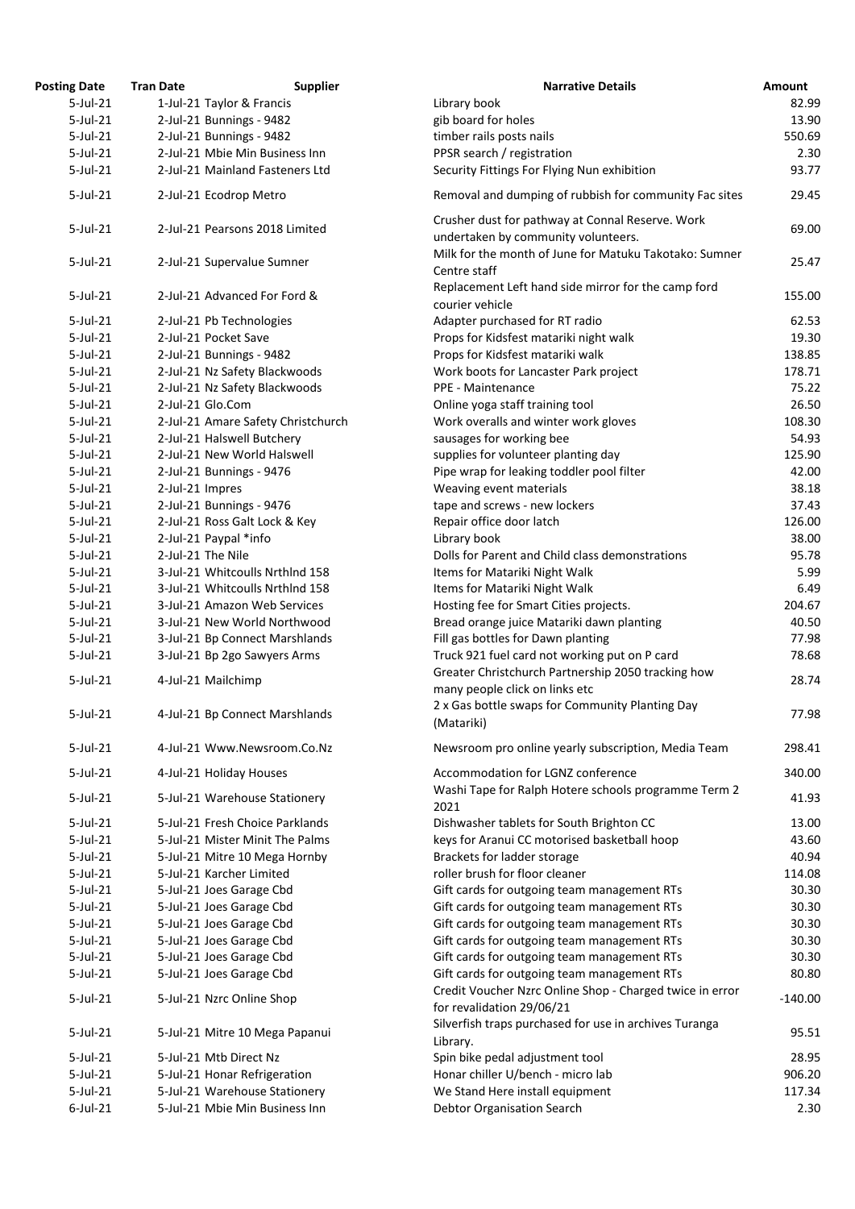| Posting Date | Tran Date | Supplier | Narrative Details | Amount |
|---|---|---|---|---|
| 5-Jul-21 | 1-Jul-21 | Taylor & Francis | Library book | 82.99 |
| 5-Jul-21 | 2-Jul-21 | Bunnings - 9482 | gib board for holes | 13.90 |
| 5-Jul-21 | 2-Jul-21 | Bunnings - 9482 | timber rails posts nails | 550.69 |
| 5-Jul-21 | 2-Jul-21 | Mbie Min Business Inn | PPSR search / registration | 2.30 |
| 5-Jul-21 | 2-Jul-21 | Mainland Fasteners Ltd | Security Fittings For Flying Nun exhibition | 93.77 |
| 5-Jul-21 | 2-Jul-21 | Ecodrop Metro | Removal and dumping of rubbish for community Fac sites | 29.45 |
| 5-Jul-21 | 2-Jul-21 | Pearsons 2018 Limited | Crusher dust for pathway at Connal Reserve. Work undertaken by community volunteers. | 69.00 |
| 5-Jul-21 | 2-Jul-21 | Supervalue Sumner | Milk for the month of June for Matuku Takotako: Sumner Centre staff | 25.47 |
| 5-Jul-21 | 2-Jul-21 | Advanced For Ford & | Replacement Left hand side mirror for the camp ford courier vehicle | 155.00 |
| 5-Jul-21 | 2-Jul-21 | Pb Technologies | Adapter purchased for RT radio | 62.53 |
| 5-Jul-21 | 2-Jul-21 | Pocket Save | Props for Kidsfest matariki night walk | 19.30 |
| 5-Jul-21 | 2-Jul-21 | Bunnings - 9482 | Props for Kidsfest matariki walk | 138.85 |
| 5-Jul-21 | 2-Jul-21 | Nz Safety Blackwoods | Work boots for Lancaster Park project | 178.71 |
| 5-Jul-21 | 2-Jul-21 | Nz Safety Blackwoods | PPE - Maintenance | 75.22 |
| 5-Jul-21 | 2-Jul-21 | Glo.Com | Online yoga staff training tool | 26.50 |
| 5-Jul-21 | 2-Jul-21 | Amare Safety Christchurch | Work overalls and winter work gloves | 108.30 |
| 5-Jul-21 | 2-Jul-21 | Halswell Butchery | sausages for working bee | 54.93 |
| 5-Jul-21 | 2-Jul-21 | New World Halswell | supplies for volunteer planting day | 125.90 |
| 5-Jul-21 | 2-Jul-21 | Bunnings - 9476 | Pipe wrap for leaking toddler pool filter | 42.00 |
| 5-Jul-21 | 2-Jul-21 | Impres | Weaving event materials | 38.18 |
| 5-Jul-21 | 2-Jul-21 | Bunnings - 9476 | tape and screws - new lockers | 37.43 |
| 5-Jul-21 | 2-Jul-21 | Ross Galt Lock & Key | Repair office door latch | 126.00 |
| 5-Jul-21 | 2-Jul-21 | Paypal *info | Library book | 38.00 |
| 5-Jul-21 | 2-Jul-21 | The Nile | Dolls for Parent and Child class demonstrations | 95.78 |
| 5-Jul-21 | 3-Jul-21 | Whitcoulls Nrthlnd 158 | Items for Matariki Night Walk | 5.99 |
| 5-Jul-21 | 3-Jul-21 | Whitcoulls Nrthlnd 158 | Items for Matariki Night Walk | 6.49 |
| 5-Jul-21 | 3-Jul-21 | Amazon Web Services | Hosting fee for Smart Cities projects. | 204.67 |
| 5-Jul-21 | 3-Jul-21 | New World Northwood | Bread orange juice Matariki dawn planting | 40.50 |
| 5-Jul-21 | 3-Jul-21 | Bp Connect Marshlands | Fill gas bottles for Dawn planting | 77.98 |
| 5-Jul-21 | 3-Jul-21 | Bp 2go Sawyers Arms | Truck 921 fuel card not working put on P card | 78.68 |
| 5-Jul-21 | 4-Jul-21 | Mailchimp | Greater Christchurch Partnership 2050 tracking how many people click on links etc | 28.74 |
| 5-Jul-21 | 4-Jul-21 | Bp Connect Marshlands | 2 x Gas bottle swaps for Community Planting Day (Matariki) | 77.98 |
| 5-Jul-21 | 4-Jul-21 | Www.Newsroom.Co.Nz | Newsroom pro online yearly subscription, Media Team | 298.41 |
| 5-Jul-21 | 4-Jul-21 | Holiday Houses | Accommodation for LGNZ conference | 340.00 |
| 5-Jul-21 | 5-Jul-21 | Warehouse Stationery | Washi Tape for Ralph Hotere schools programme Term 2 2021 | 41.93 |
| 5-Jul-21 | 5-Jul-21 | Fresh Choice Parklands | Dishwasher tablets for South Brighton CC | 13.00 |
| 5-Jul-21 | 5-Jul-21 | Mister Minit The Palms | keys for Aranui CC motorised basketball hoop | 43.60 |
| 5-Jul-21 | 5-Jul-21 | Mitre 10 Mega Hornby | Brackets for ladder storage | 40.94 |
| 5-Jul-21 | 5-Jul-21 | Karcher Limited | roller brush for floor cleaner | 114.08 |
| 5-Jul-21 | 5-Jul-21 | Joes Garage Cbd | Gift cards for outgoing team management RTs | 30.30 |
| 5-Jul-21 | 5-Jul-21 | Joes Garage Cbd | Gift cards for outgoing team management RTs | 30.30 |
| 5-Jul-21 | 5-Jul-21 | Joes Garage Cbd | Gift cards for outgoing team management RTs | 30.30 |
| 5-Jul-21 | 5-Jul-21 | Joes Garage Cbd | Gift cards for outgoing team management RTs | 30.30 |
| 5-Jul-21 | 5-Jul-21 | Joes Garage Cbd | Gift cards for outgoing team management RTs | 30.30 |
| 5-Jul-21 | 5-Jul-21 | Joes Garage Cbd | Gift cards for outgoing team management RTs | 80.80 |
| 5-Jul-21 | 5-Jul-21 | Nzrc Online Shop | Credit Voucher Nzrc Online Shop - Charged twice in error for revalidation 29/06/21 | -140.00 |
| 5-Jul-21 | 5-Jul-21 | Mitre 10 Mega Papanui | Silverfish traps purchased for use in archives Turanga Library. | 95.51 |
| 5-Jul-21 | 5-Jul-21 | Mtb Direct Nz | Spin bike pedal adjustment tool | 28.95 |
| 5-Jul-21 | 5-Jul-21 | Honar Refrigeration | Honar chiller U/bench - micro lab | 906.20 |
| 5-Jul-21 | 5-Jul-21 | Warehouse Stationery | We Stand Here install equipment | 117.34 |
| 6-Jul-21 | 5-Jul-21 | Mbie Min Business Inn | Debtor Organisation Search | 2.30 |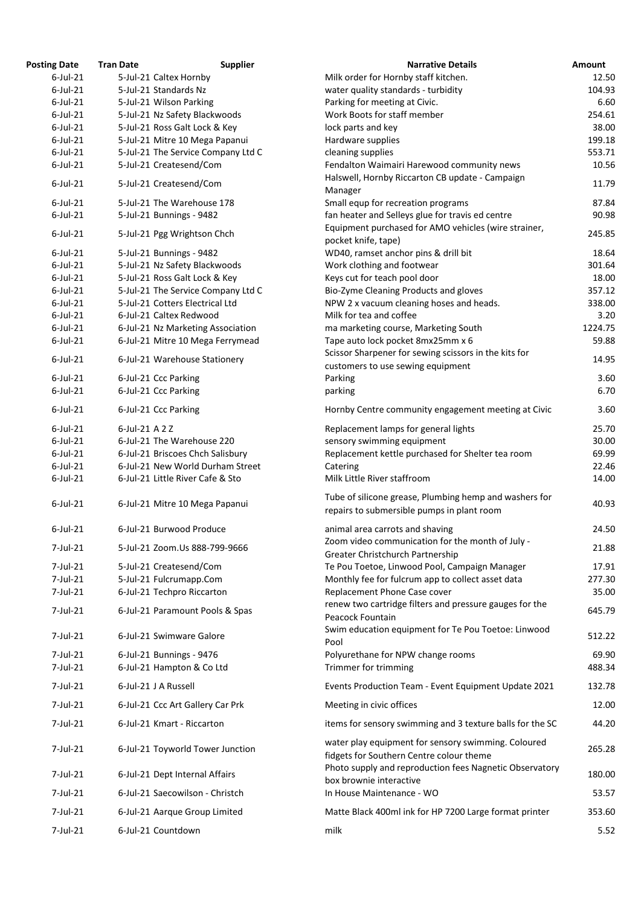| Posting Date | Tran Date | Supplier | Narrative Details | Amount |
|---|---|---|---|---|
| 6-Jul-21 | 5-Jul-21 | Caltex Hornby | Milk order for Hornby staff kitchen. | 12.50 |
| 6-Jul-21 | 5-Jul-21 | Standards Nz | water quality standards - turbidity | 104.93 |
| 6-Jul-21 | 5-Jul-21 | Wilson Parking | Parking for meeting at Civic. | 6.60 |
| 6-Jul-21 | 5-Jul-21 | Nz Safety Blackwoods | Work Boots for staff member | 254.61 |
| 6-Jul-21 | 5-Jul-21 | Ross Galt Lock & Key | lock parts and key | 38.00 |
| 6-Jul-21 | 5-Jul-21 | Mitre 10 Mega Papanui | Hardware supplies | 199.18 |
| 6-Jul-21 | 5-Jul-21 | The Service Company Ltd C | cleaning supplies | 553.71 |
| 6-Jul-21 | 5-Jul-21 | Createsend/Com | Fendalton Waimairi Harewood community news | 10.56 |
| 6-Jul-21 | 5-Jul-21 | Createsend/Com | Halswell, Hornby Riccarton CB update - Campaign Manager | 11.79 |
| 6-Jul-21 | 5-Jul-21 | The Warehouse 178 | Small equp for recreation programs | 87.84 |
| 6-Jul-21 | 5-Jul-21 | Bunnings - 9482 | fan heater and Selleys glue for travis ed centre | 90.98 |
| 6-Jul-21 | 5-Jul-21 | Pgg Wrightson Chch | Equipment purchased for AMO vehicles (wire strainer, pocket knife, tape) | 245.85 |
| 6-Jul-21 | 5-Jul-21 | Bunnings - 9482 | WD40, ramset anchor pins & drill bit | 18.64 |
| 6-Jul-21 | 5-Jul-21 | Nz Safety Blackwoods | Work clothing and footwear | 301.64 |
| 6-Jul-21 | 5-Jul-21 | Ross Galt Lock & Key | Keys cut for teach pool door | 18.00 |
| 6-Jul-21 | 5-Jul-21 | The Service Company Ltd C | Bio-Zyme Cleaning Products and gloves | 357.12 |
| 6-Jul-21 | 5-Jul-21 | Cotters Electrical Ltd | NPW 2 x vacuum cleaning hoses and heads. | 338.00 |
| 6-Jul-21 | 6-Jul-21 | Caltex Redwood | Milk for tea and coffee | 3.20 |
| 6-Jul-21 | 6-Jul-21 | Nz Marketing Association | ma marketing course, Marketing South | 1224.75 |
| 6-Jul-21 | 6-Jul-21 | Mitre 10 Mega Ferrymead | Tape auto lock pocket 8mx25mm x 6 | 59.88 |
| 6-Jul-21 | 6-Jul-21 | Warehouse Stationery | Scissor Sharpener for sewing scissors in the kits for customers to use sewing equipment | 14.95 |
| 6-Jul-21 | 6-Jul-21 | Ccc Parking | Parking | 3.60 |
| 6-Jul-21 | 6-Jul-21 | Ccc Parking | parking | 6.70 |
| 6-Jul-21 | 6-Jul-21 | Ccc Parking | Hornby Centre community engagement meeting at Civic | 3.60 |
| 6-Jul-21 | 6-Jul-21 | A 2 Z | Replacement lamps for general lights | 25.70 |
| 6-Jul-21 | 6-Jul-21 | The Warehouse 220 | sensory swimming equipment | 30.00 |
| 6-Jul-21 | 6-Jul-21 | Briscoes Chch Salisbury | Replacement kettle purchased for Shelter tea room | 69.99 |
| 6-Jul-21 | 6-Jul-21 | New World Durham Street | Catering | 22.46 |
| 6-Jul-21 | 6-Jul-21 | Little River Cafe & Sto | Milk Little River staffroom | 14.00 |
| 6-Jul-21 | 6-Jul-21 | Mitre 10 Mega Papanui | Tube of silicone grease, Plumbing hemp and washers for repairs to submersible pumps in plant room | 40.93 |
| 6-Jul-21 | 6-Jul-21 | Burwood Produce | animal area carrots and shaving | 24.50 |
| 7-Jul-21 | 5-Jul-21 | Zoom.Us 888-799-9666 | Zoom video communication for the month of July - Greater Christchurch Partnership | 21.88 |
| 7-Jul-21 | 5-Jul-21 | Createsend/Com | Te Pou Toetoe, Linwood Pool, Campaign Manager | 17.91 |
| 7-Jul-21 | 5-Jul-21 | Fulcrumapp.Com | Monthly fee for fulcrum app to collect asset data | 277.30 |
| 7-Jul-21 | 6-Jul-21 | Techpro Riccarton | Replacement Phone Case cover | 35.00 |
| 7-Jul-21 | 6-Jul-21 | Paramount Pools & Spas | renew two cartridge filters and pressure gauges for the Peacock Fountain | 645.79 |
| 7-Jul-21 | 6-Jul-21 | Swimware Galore | Swim education equipment for Te Pou Toetoe: Linwood Pool | 512.22 |
| 7-Jul-21 | 6-Jul-21 | Bunnings - 9476 | Polyurethane for NPW change rooms | 69.90 |
| 7-Jul-21 | 6-Jul-21 | Hampton & Co Ltd | Trimmer for trimming | 488.34 |
| 7-Jul-21 | 6-Jul-21 | J A Russell | Events Production Team - Event Equipment Update 2021 | 132.78 |
| 7-Jul-21 | 6-Jul-21 | Ccc Art Gallery Car Prk | Meeting in civic offices | 12.00 |
| 7-Jul-21 | 6-Jul-21 | Kmart - Riccarton | items for sensory swimming and 3 texture balls for the SC | 44.20 |
| 7-Jul-21 | 6-Jul-21 | Toyworld Tower Junction | water play equipment for sensory swimming. Coloured fidgets for Southern Centre colour theme | 265.28 |
| 7-Jul-21 | 6-Jul-21 | Dept Internal Affairs | Photo supply and reproduction fees Nagnetic Observatory box brownie interactive | 180.00 |
| 7-Jul-21 | 6-Jul-21 | Saecowilson - Christch | In House Maintenance - WO | 53.57 |
| 7-Jul-21 | 6-Jul-21 | Aarque Group Limited | Matte Black 400ml ink for HP 7200 Large format printer | 353.60 |
| 7-Jul-21 | 6-Jul-21 | Countdown | milk | 5.52 |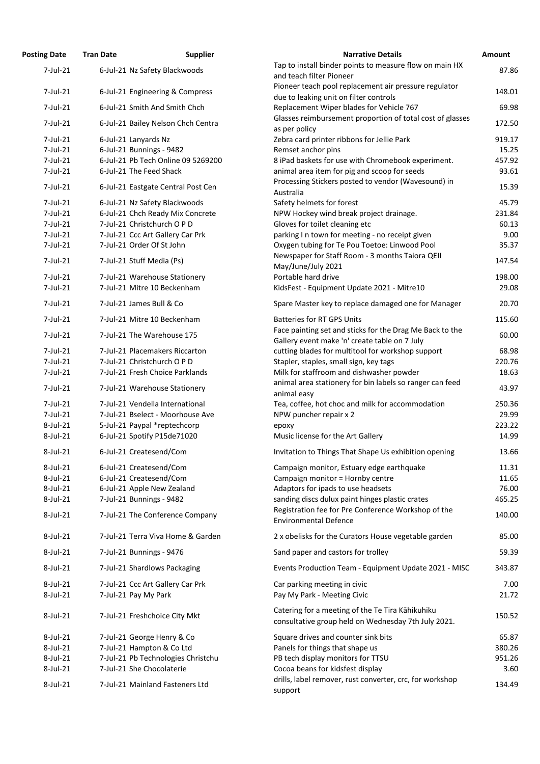| Posting Date | Tran Date | Supplier | Narrative Details | Amount |
|---|---|---|---|---|
| 7-Jul-21 | 6-Jul-21 | Nz Safety Blackwoods | Tap to install binder points to measure flow on main HX and teach filter Pioneer | 87.86 |
| 7-Jul-21 | 6-Jul-21 | Engineering & Compress | Pioneer teach pool replacement air pressure regulator due to leaking unit on filter controls | 148.01 |
| 7-Jul-21 | 6-Jul-21 | Smith And Smith Chch | Replacement Wiper blades for Vehicle 767 | 69.98 |
| 7-Jul-21 | 6-Jul-21 | Bailey Nelson Chch Centra | Glasses reimbursement proportion of total cost of glasses as per policy | 172.50 |
| 7-Jul-21 | 6-Jul-21 | Lanyards Nz | Zebra card printer ribbons for Jellie Park | 919.17 |
| 7-Jul-21 | 6-Jul-21 | Bunnings - 9482 | Remset anchor pins | 15.25 |
| 7-Jul-21 | 6-Jul-21 | Pb Tech Online 09 5269200 | 8 iPad baskets for use with Chromebook experiment. | 457.92 |
| 7-Jul-21 | 6-Jul-21 | The Feed Shack | animal area item for pig and scoop for seeds | 93.61 |
| 7-Jul-21 | 6-Jul-21 | Eastgate Central Post Cen | Processing Stickers posted to vendor (Wavesound) in Australia | 15.39 |
| 7-Jul-21 | 6-Jul-21 | Nz Safety Blackwoods | Safety helmets for forest | 45.79 |
| 7-Jul-21 | 6-Jul-21 | Chch Ready Mix Concrete | NPW Hockey wind break project drainage. | 231.84 |
| 7-Jul-21 | 7-Jul-21 | Christchurch O P D | Gloves for toilet cleaning etc | 60.13 |
| 7-Jul-21 | 7-Jul-21 | Ccc Art Gallery Car Prk | parking I n town for meeting - no receipt given | 9.00 |
| 7-Jul-21 | 7-Jul-21 | Order Of St John | Oxygen tubing for Te Pou Toetoe: Linwood Pool | 35.37 |
| 7-Jul-21 | 7-Jul-21 | Stuff Media (Ps) | Newspaper for Staff Room - 3 months Taiora QEII May/June/July 2021 | 147.54 |
| 7-Jul-21 | 7-Jul-21 | Warehouse Stationery | Portable hard drive | 198.00 |
| 7-Jul-21 | 7-Jul-21 | Mitre 10 Beckenham | KidsFest - Equipment Update 2021 - Mitre10 | 29.08 |
| 7-Jul-21 | 7-Jul-21 | James Bull & Co | Spare Master key to replace damaged one for Manager | 20.70 |
| 7-Jul-21 | 7-Jul-21 | Mitre 10 Beckenham | Batteries for RT GPS Units | 115.60 |
| 7-Jul-21 | 7-Jul-21 | The Warehouse 175 | Face painting set and sticks for the Drag Me Back to the Gallery event make 'n' create table on 7 July | 60.00 |
| 7-Jul-21 | 7-Jul-21 | Placemakers Riccarton | cutting blades for multitool for workshop support | 68.98 |
| 7-Jul-21 | 7-Jul-21 | Christchurch O P D | Stapler, staples, small sign, key tags | 220.76 |
| 7-Jul-21 | 7-Jul-21 | Fresh Choice Parklands | Milk for staffroom and dishwasher powder | 18.63 |
| 7-Jul-21 | 7-Jul-21 | Warehouse Stationery | animal area stationery for bin labels so ranger can feed animal easy | 43.97 |
| 7-Jul-21 | 7-Jul-21 | Vendella International | Tea, coffee, hot choc and milk for accommodation | 250.36 |
| 7-Jul-21 | 7-Jul-21 | Bselect - Moorhouse Ave | NPW puncher repair x 2 | 29.99 |
| 8-Jul-21 | 5-Jul-21 | Paypal *reptechcorp | epoxy | 223.22 |
| 8-Jul-21 | 6-Jul-21 | Spotify P15de71020 | Music license for the Art Gallery | 14.99 |
| 8-Jul-21 | 6-Jul-21 | Createsend/Com | Invitation to Things That Shape Us exhibition opening | 13.66 |
| 8-Jul-21 | 6-Jul-21 | Createsend/Com | Campaign monitor, Estuary edge earthquake | 11.31 |
| 8-Jul-21 | 6-Jul-21 | Createsend/Com | Campaign monitor = Hornby centre | 11.65 |
| 8-Jul-21 | 6-Jul-21 | Apple New Zealand | Adaptors for ipads to use headsets | 76.00 |
| 8-Jul-21 | 7-Jul-21 | Bunnings - 9482 | sanding discs dulux paint hinges plastic crates | 465.25 |
| 8-Jul-21 | 7-Jul-21 | The Conference Company | Registration fee for Pre Conference Workshop of the Environmental Defence | 140.00 |
| 8-Jul-21 | 7-Jul-21 | Terra Viva Home & Garden | 2 x obelisks for the Curators House vegetable garden | 85.00 |
| 8-Jul-21 | 7-Jul-21 | Bunnings - 9476 | Sand paper and castors for trolley | 59.39 |
| 8-Jul-21 | 7-Jul-21 | Shardlows Packaging | Events Production Team - Equipment Update 2021 - MISC | 343.87 |
| 8-Jul-21 | 7-Jul-21 | Ccc Art Gallery Car Prk | Car parking meeting in civic | 7.00 |
| 8-Jul-21 | 7-Jul-21 | Pay My Park | Pay My Park - Meeting Civic | 21.72 |
| 8-Jul-21 | 7-Jul-21 | Freshchoice City Mkt | Catering for a meeting of the Te Tira Kāhikuhiku consultative group held on Wednesday 7th July 2021. | 150.52 |
| 8-Jul-21 | 7-Jul-21 | George Henry & Co | Square drives and counter sink bits | 65.87 |
| 8-Jul-21 | 7-Jul-21 | Hampton & Co Ltd | Panels for things that shape us | 380.26 |
| 8-Jul-21 | 7-Jul-21 | Pb Technologies Christchu | PB tech display monitors for TTSU | 951.26 |
| 8-Jul-21 | 7-Jul-21 | She Chocolaterie | Cocoa beans for kidsfest display | 3.60 |
| 8-Jul-21 | 7-Jul-21 | Mainland Fasteners Ltd | drills, label remover, rust converter, crc, for workshop support | 134.49 |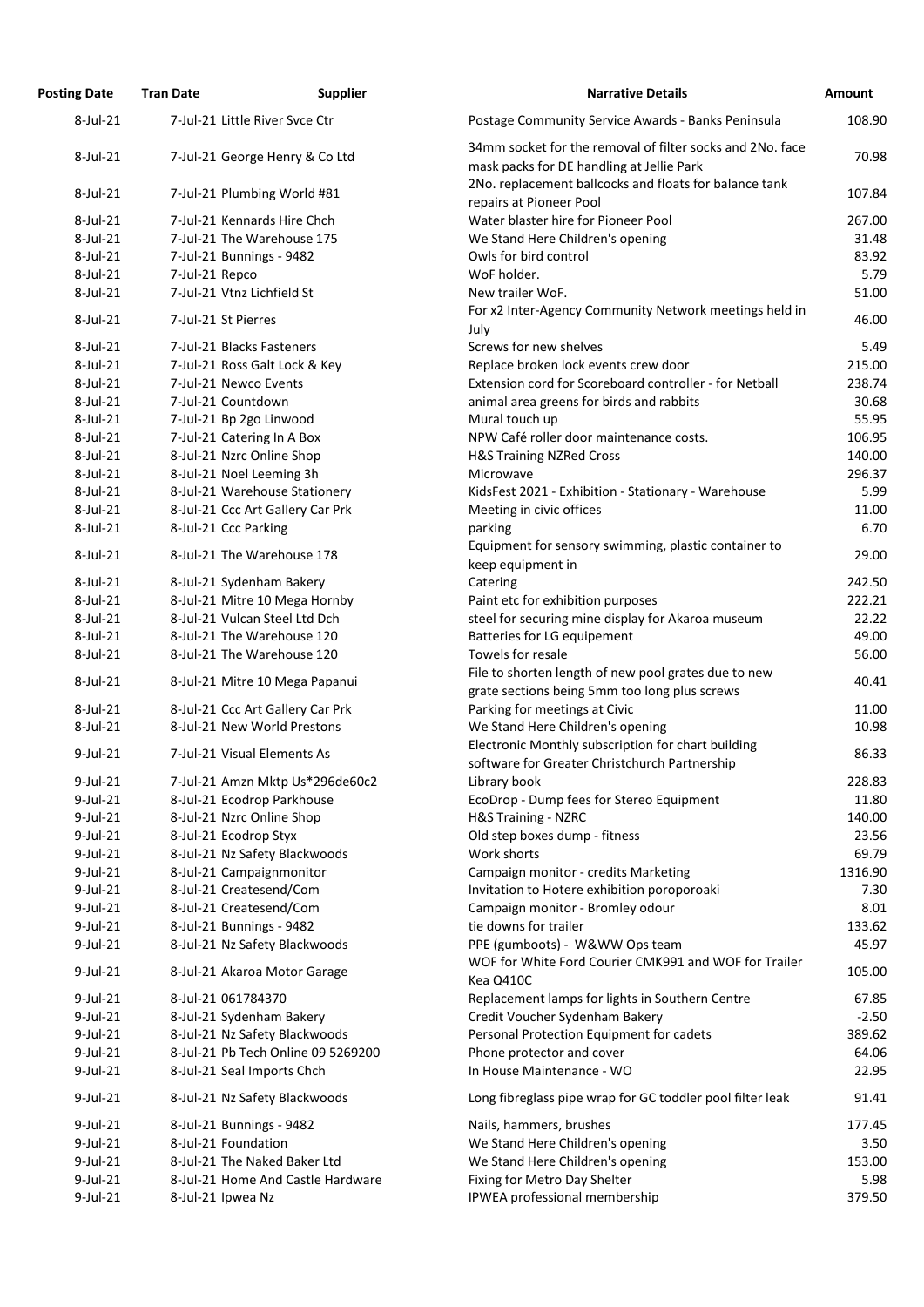| Posting Date | Tran Date | Supplier | Narrative Details | Amount |
|---|---|---|---|---|
| 8-Jul-21 | 7-Jul-21 | Little River Svce Ctr | Postage Community Service Awards - Banks Peninsula | 108.90 |
| 8-Jul-21 | 7-Jul-21 | George Henry & Co Ltd | 34mm socket for the removal of filter socks and 2No. face mask packs for DE handling at Jellie Park | 70.98 |
| 8-Jul-21 | 7-Jul-21 | Plumbing World #81 | 2No. replacement ballcocks and floats for balance tank repairs at Pioneer Pool | 107.84 |
| 8-Jul-21 | 7-Jul-21 | Kennards Hire Chch | Water blaster hire for Pioneer Pool | 267.00 |
| 8-Jul-21 | 7-Jul-21 | The Warehouse 175 | We Stand Here Children's opening | 31.48 |
| 8-Jul-21 | 7-Jul-21 | Bunnings - 9482 | Owls for bird control | 83.92 |
| 8-Jul-21 | 7-Jul-21 | Repco | WoF holder. | 5.79 |
| 8-Jul-21 | 7-Jul-21 | Vtnz Lichfield St | New trailer WoF. | 51.00 |
| 8-Jul-21 | 7-Jul-21 | St Pierres | For x2 Inter-Agency Community Network meetings held in July | 46.00 |
| 8-Jul-21 | 7-Jul-21 | Blacks Fasteners | Screws for new shelves | 5.49 |
| 8-Jul-21 | 7-Jul-21 | Ross Galt Lock & Key | Replace broken lock events crew door | 215.00 |
| 8-Jul-21 | 7-Jul-21 | Newco Events | Extension cord for Scoreboard controller - for Netball | 238.74 |
| 8-Jul-21 | 7-Jul-21 | Countdown | animal area greens for birds and rabbits | 30.68 |
| 8-Jul-21 | 7-Jul-21 | Bp 2go Linwood | Mural touch up | 55.95 |
| 8-Jul-21 | 7-Jul-21 | Catering In A Box | NPW Café roller door maintenance costs. | 106.95 |
| 8-Jul-21 | 8-Jul-21 | Nzrc Online Shop | H&S Training NZRed Cross | 140.00 |
| 8-Jul-21 | 8-Jul-21 | Noel Leeming 3h | Microwave | 296.37 |
| 8-Jul-21 | 8-Jul-21 | Warehouse Stationery | KidsFest 2021 - Exhibition - Stationary - Warehouse | 5.99 |
| 8-Jul-21 | 8-Jul-21 | Ccc Art Gallery Car Prk | Meeting in civic offices | 11.00 |
| 8-Jul-21 | 8-Jul-21 | Ccc Parking | parking | 6.70 |
| 8-Jul-21 | 8-Jul-21 | The Warehouse 178 | Equipment for sensory swimming, plastic container to keep equipment in | 29.00 |
| 8-Jul-21 | 8-Jul-21 | Sydenham Bakery | Catering | 242.50 |
| 8-Jul-21 | 8-Jul-21 | Mitre 10 Mega Hornby | Paint etc for exhibition purposes | 222.21 |
| 8-Jul-21 | 8-Jul-21 | Vulcan Steel Ltd Dch | steel for securing mine display for Akaroa museum | 22.22 |
| 8-Jul-21 | 8-Jul-21 | The Warehouse 120 | Batteries for LG equipement | 49.00 |
| 8-Jul-21 | 8-Jul-21 | The Warehouse 120 | Towels for resale | 56.00 |
| 8-Jul-21 | 8-Jul-21 | Mitre 10 Mega Papanui | File to shorten length of new pool grates due to new grate sections being 5mm too long plus screws | 40.41 |
| 8-Jul-21 | 8-Jul-21 | Ccc Art Gallery Car Prk | Parking for meetings at Civic | 11.00 |
| 8-Jul-21 | 8-Jul-21 | New World Prestons | We Stand Here Children's opening | 10.98 |
| 9-Jul-21 | 7-Jul-21 | Visual Elements As | Electronic Monthly subscription for chart building software for Greater Christchurch Partnership | 86.33 |
| 9-Jul-21 | 7-Jul-21 | Amzn Mktp Us*296de60c2 | Library book | 228.83 |
| 9-Jul-21 | 8-Jul-21 | Ecodrop Parkhouse | EcoDrop - Dump fees for Stereo Equipment | 11.80 |
| 9-Jul-21 | 8-Jul-21 | Nzrc Online Shop | H&S Training - NZRC | 140.00 |
| 9-Jul-21 | 8-Jul-21 | Ecodrop Styx | Old step boxes dump - fitness | 23.56 |
| 9-Jul-21 | 8-Jul-21 | Nz Safety Blackwoods | Work shorts | 69.79 |
| 9-Jul-21 | 8-Jul-21 | Campaignmonitor | Campaign monitor - credits Marketing | 1316.90 |
| 9-Jul-21 | 8-Jul-21 | Createsend/Com | Invitation to Hotere exhibition poroporoaki | 7.30 |
| 9-Jul-21 | 8-Jul-21 | Createsend/Com | Campaign monitor - Bromley odour | 8.01 |
| 9-Jul-21 | 8-Jul-21 | Bunnings - 9482 | tie downs for trailer | 133.62 |
| 9-Jul-21 | 8-Jul-21 | Nz Safety Blackwoods | PPE (gumboots) - W&WW Ops team | 45.97 |
| 9-Jul-21 | 8-Jul-21 | Akaroa Motor Garage | WOF for White Ford Courier CMK991 and WOF for Trailer Kea Q410C | 105.00 |
| 9-Jul-21 | 8-Jul-21 | 061784370 | Replacement lamps for lights in Southern Centre | 67.85 |
| 9-Jul-21 | 8-Jul-21 | Sydenham Bakery | Credit Voucher Sydenham Bakery | -2.50 |
| 9-Jul-21 | 8-Jul-21 | Nz Safety Blackwoods | Personal Protection Equipment for cadets | 389.62 |
| 9-Jul-21 | 8-Jul-21 | Pb Tech Online 09 5269200 | Phone protector and cover | 64.06 |
| 9-Jul-21 | 8-Jul-21 | Seal Imports Chch | In House Maintenance - WO | 22.95 |
| 9-Jul-21 | 8-Jul-21 | Nz Safety Blackwoods | Long fibreglass pipe wrap for GC toddler pool filter leak | 91.41 |
| 9-Jul-21 | 8-Jul-21 | Bunnings - 9482 | Nails, hammers, brushes | 177.45 |
| 9-Jul-21 | 8-Jul-21 | Foundation | We Stand Here Children's opening | 3.50 |
| 9-Jul-21 | 8-Jul-21 | The Naked Baker Ltd | We Stand Here Children's opening | 153.00 |
| 9-Jul-21 | 8-Jul-21 | Home And Castle Hardware | Fixing for Metro Day Shelter | 5.98 |
| 9-Jul-21 | 8-Jul-21 | Ipwea Nz | IPWEA professional membership | 379.50 |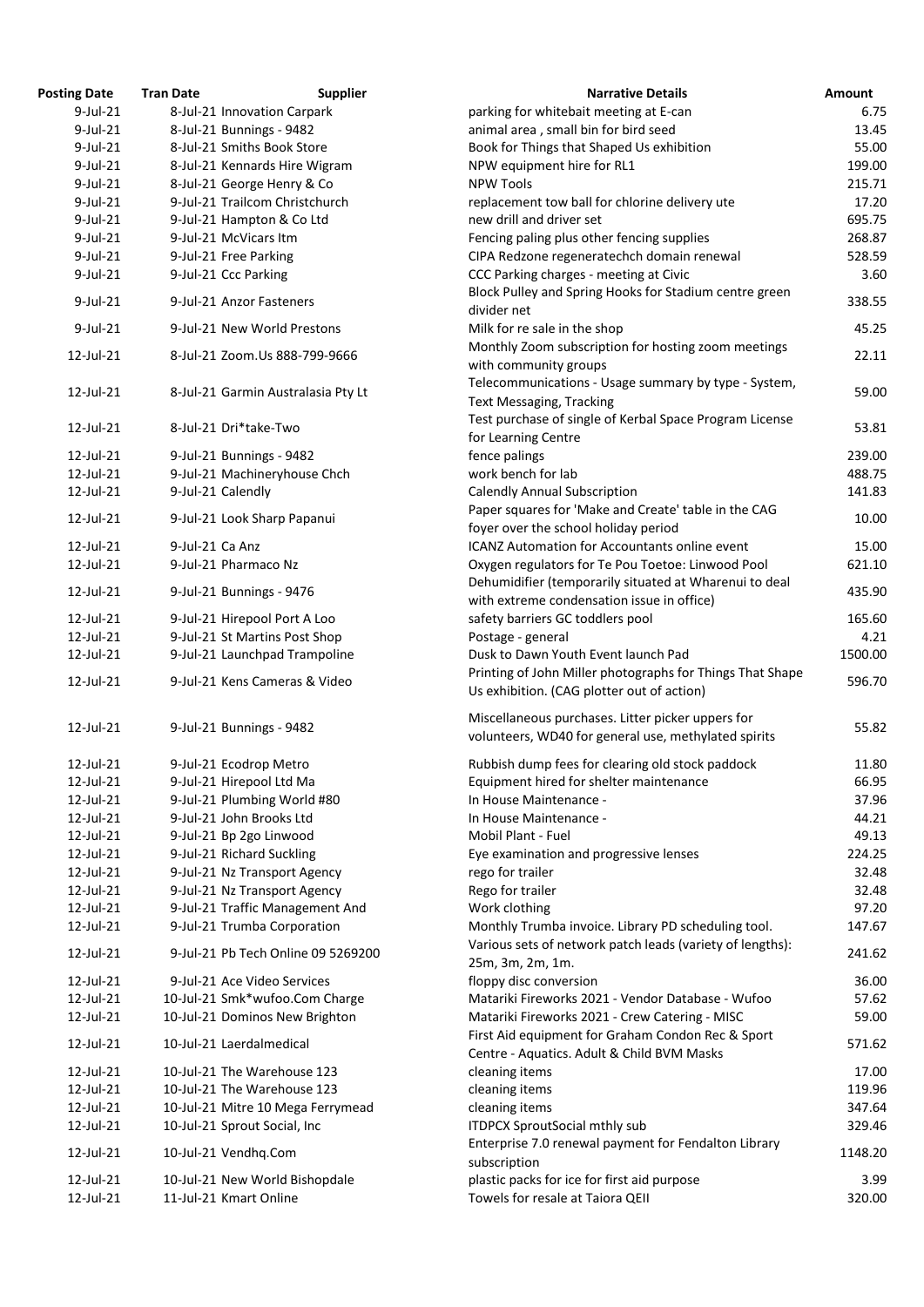| Posting Date | Tran Date | Supplier | Narrative Details | Amount |
|---|---|---|---|---|
| 9-Jul-21 | 8-Jul-21 | Innovation Carpark | parking for whitebait meeting at E-can | 6.75 |
| 9-Jul-21 | 8-Jul-21 | Bunnings - 9482 | animal area , small bin for bird seed | 13.45 |
| 9-Jul-21 | 8-Jul-21 | Smiths Book Store | Book for Things that Shaped Us exhibition | 55.00 |
| 9-Jul-21 | 8-Jul-21 | Kennards Hire Wigram | NPW equipment hire for RL1 | 199.00 |
| 9-Jul-21 | 8-Jul-21 | George Henry & Co | NPW Tools | 215.71 |
| 9-Jul-21 | 9-Jul-21 | Trailcom Christchurch | replacement tow ball for chlorine delivery ute | 17.20 |
| 9-Jul-21 | 9-Jul-21 | Hampton & Co Ltd | new drill and driver set | 695.75 |
| 9-Jul-21 | 9-Jul-21 | McVicars Itm | Fencing paling plus other fencing supplies | 268.87 |
| 9-Jul-21 | 9-Jul-21 | Free Parking | CIPA Redzone regeneratechch domain renewal | 528.59 |
| 9-Jul-21 | 9-Jul-21 | Ccc Parking | CCC Parking charges - meeting at Civic | 3.60 |
| 9-Jul-21 | 9-Jul-21 | Anzor Fasteners | Block Pulley and Spring Hooks for Stadium centre green divider net | 338.55 |
| 9-Jul-21 | 9-Jul-21 | New World Prestons | Milk for re sale in the shop | 45.25 |
| 12-Jul-21 | 8-Jul-21 | Zoom.Us 888-799-9666 | Monthly Zoom subscription for hosting zoom meetings with community groups | 22.11 |
| 12-Jul-21 | 8-Jul-21 | Garmin Australasia Pty Lt | Telecommunications - Usage summary by type - System, Text Messaging, Tracking | 59.00 |
| 12-Jul-21 | 8-Jul-21 | Dri*take-Two | Test purchase of single of Kerbal Space Program License for Learning Centre | 53.81 |
| 12-Jul-21 | 9-Jul-21 | Bunnings - 9482 | fence palings | 239.00 |
| 12-Jul-21 | 9-Jul-21 | Machineryhouse Chch | work bench for lab | 488.75 |
| 12-Jul-21 | 9-Jul-21 | Calendly | Calendly Annual Subscription | 141.83 |
| 12-Jul-21 | 9-Jul-21 | Look Sharp Papanui | Paper squares for 'Make and Create' table in the CAG foyer over the school holiday period | 10.00 |
| 12-Jul-21 | 9-Jul-21 | Ca Anz | ICANZ Automation for Accountants online event | 15.00 |
| 12-Jul-21 | 9-Jul-21 | Pharmaco Nz | Oxygen regulators for Te Pou Toetoe: Linwood Pool | 621.10 |
| 12-Jul-21 | 9-Jul-21 | Bunnings - 9476 | Dehumidifier (temporarily situated at Wharenui to deal with extreme condensation issue in office) | 435.90 |
| 12-Jul-21 | 9-Jul-21 | Hirepool Port A Loo | safety barriers GC toddlers pool | 165.60 |
| 12-Jul-21 | 9-Jul-21 | St Martins Post Shop | Postage - general | 4.21 |
| 12-Jul-21 | 9-Jul-21 | Launchpad Trampoline | Dusk to Dawn Youth Event launch Pad | 1500.00 |
| 12-Jul-21 | 9-Jul-21 | Kens Cameras & Video | Printing of John Miller photographs for Things That Shape Us exhibition. (CAG plotter out of action) | 596.70 |
| 12-Jul-21 | 9-Jul-21 | Bunnings - 9482 | Miscellaneous purchases. Litter picker uppers for volunteers, WD40 for general use, methylated spirits | 55.82 |
| 12-Jul-21 | 9-Jul-21 | Ecodrop Metro | Rubbish dump fees for clearing old stock paddock | 11.80 |
| 12-Jul-21 | 9-Jul-21 | Hirepool Ltd Ma | Equipment hired for shelter maintenance | 66.95 |
| 12-Jul-21 | 9-Jul-21 | Plumbing World #80 | In House Maintenance - | 37.96 |
| 12-Jul-21 | 9-Jul-21 | John Brooks Ltd | In House Maintenance - | 44.21 |
| 12-Jul-21 | 9-Jul-21 | Bp 2go Linwood | Mobil Plant - Fuel | 49.13 |
| 12-Jul-21 | 9-Jul-21 | Richard Suckling | Eye examination and progressive lenses | 224.25 |
| 12-Jul-21 | 9-Jul-21 | Nz Transport Agency | rego for trailer | 32.48 |
| 12-Jul-21 | 9-Jul-21 | Nz Transport Agency | Rego for trailer | 32.48 |
| 12-Jul-21 | 9-Jul-21 | Traffic Management And | Work clothing | 97.20 |
| 12-Jul-21 | 9-Jul-21 | Trumba Corporation | Monthly Trumba invoice. Library PD scheduling tool. | 147.67 |
| 12-Jul-21 | 9-Jul-21 | Pb Tech Online 09 5269200 | Various sets of network patch leads (variety of lengths): 25m, 3m, 2m, 1m. | 241.62 |
| 12-Jul-21 | 9-Jul-21 | Ace Video Services | floppy disc conversion | 36.00 |
| 12-Jul-21 | 10-Jul-21 | Smk*wufoo.Com Charge | Matariki Fireworks 2021 - Vendor Database - Wufoo | 57.62 |
| 12-Jul-21 | 10-Jul-21 | Dominos New Brighton | Matariki Fireworks 2021 - Crew Catering - MISC | 59.00 |
| 12-Jul-21 | 10-Jul-21 | Laerdalmedical | First Aid equipment for Graham Condon Rec & Sport Centre - Aquatics. Adult & Child BVM Masks | 571.62 |
| 12-Jul-21 | 10-Jul-21 | The Warehouse 123 | cleaning items | 17.00 |
| 12-Jul-21 | 10-Jul-21 | The Warehouse 123 | cleaning items | 119.96 |
| 12-Jul-21 | 10-Jul-21 | Mitre 10 Mega Ferrymead | cleaning items | 347.64 |
| 12-Jul-21 | 10-Jul-21 | Sprout Social, Inc | ITDPCX SproutSocial mthly sub | 329.46 |
| 12-Jul-21 | 10-Jul-21 | Vendhq.Com | Enterprise 7.0 renewal payment for Fendalton Library subscription | 1148.20 |
| 12-Jul-21 | 10-Jul-21 | New World Bishopdale | plastic packs for ice for first aid purpose | 3.99 |
| 12-Jul-21 | 11-Jul-21 | Kmart Online | Towels for resale at Taiora QEII | 320.00 |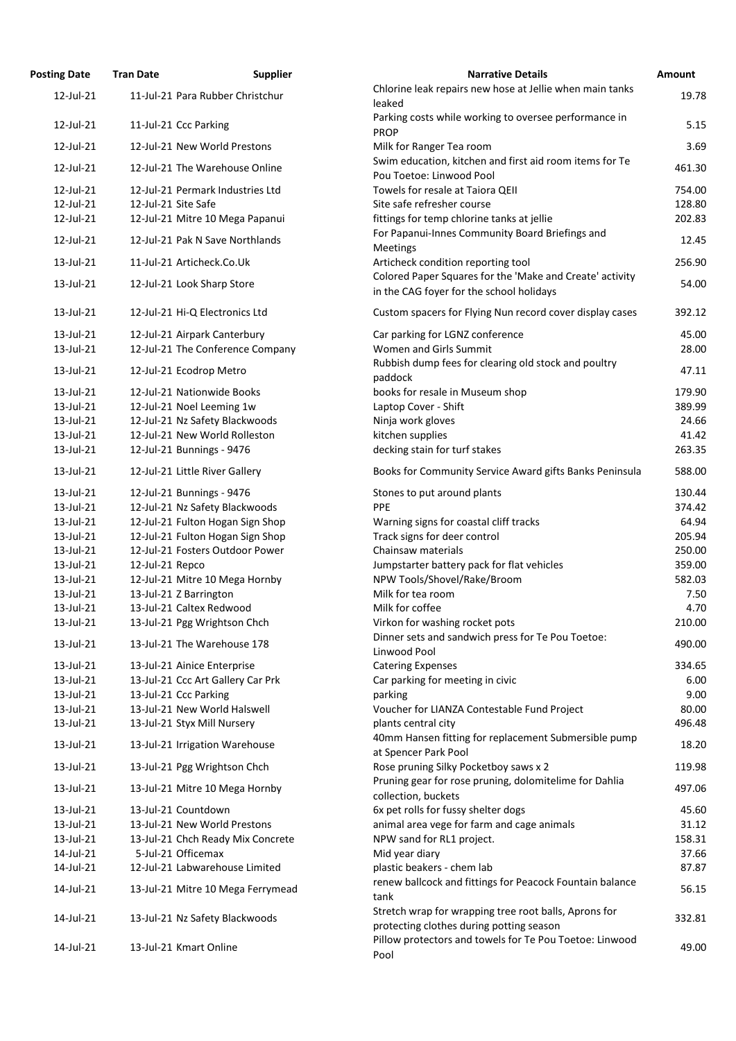| Posting Date | Tran Date | Supplier | Narrative Details | Amount |
|---|---|---|---|---|
| 12-Jul-21 | 11-Jul-21 | Para Rubber Christchur | Chlorine leak repairs new hose at Jellie when main tanks leaked | 19.78 |
| 12-Jul-21 | 11-Jul-21 | Ccc Parking | Parking costs while working to oversee performance in PROP | 5.15 |
| 12-Jul-21 | 12-Jul-21 | New World Prestons | Milk for Ranger Tea room | 3.69 |
| 12-Jul-21 | 12-Jul-21 | The Warehouse Online | Swim education, kitchen and first aid room items for Te Pou Toetoe: Linwood Pool | 461.30 |
| 12-Jul-21 | 12-Jul-21 | Permark Industries Ltd | Towels for resale at Taiora QEII | 754.00 |
| 12-Jul-21 | 12-Jul-21 | Site Safe | Site safe refresher course | 128.80 |
| 12-Jul-21 | 12-Jul-21 | Mitre 10 Mega Papanui | fittings for temp chlorine tanks at jellie | 202.83 |
| 12-Jul-21 | 12-Jul-21 | Pak N Save Northlands | For Papanui-Innes Community Board Briefings and Meetings | 12.45 |
| 13-Jul-21 | 11-Jul-21 | Articheck.Co.Uk | Articheck condition reporting tool | 256.90 |
| 13-Jul-21 | 12-Jul-21 | Look Sharp Store | Colored Paper Squares for the 'Make and Create' activity in the CAG foyer for the school holidays | 54.00 |
| 13-Jul-21 | 12-Jul-21 | Hi-Q Electronics Ltd | Custom spacers for Flying Nun record cover display cases | 392.12 |
| 13-Jul-21 | 12-Jul-21 | Airpark Canterbury | Car parking for LGNZ conference | 45.00 |
| 13-Jul-21 | 12-Jul-21 | The Conference Company | Women and Girls Summit | 28.00 |
| 13-Jul-21 | 12-Jul-21 | Ecodrop Metro | Rubbish dump fees for clearing old stock and poultry paddock | 47.11 |
| 13-Jul-21 | 12-Jul-21 | Nationwide Books | books for resale in Museum shop | 179.90 |
| 13-Jul-21 | 12-Jul-21 | Noel Leeming 1w | Laptop Cover - Shift | 389.99 |
| 13-Jul-21 | 12-Jul-21 | Nz Safety Blackwoods | Ninja work gloves | 24.66 |
| 13-Jul-21 | 12-Jul-21 | New World Rolleston | kitchen supplies | 41.42 |
| 13-Jul-21 | 12-Jul-21 | Bunnings - 9476 | decking stain for turf stakes | 263.35 |
| 13-Jul-21 | 12-Jul-21 | Little River Gallery | Books for Community Service Award gifts Banks Peninsula | 588.00 |
| 13-Jul-21 | 12-Jul-21 | Bunnings - 9476 | Stones to put around plants | 130.44 |
| 13-Jul-21 | 12-Jul-21 | Nz Safety Blackwoods | PPE | 374.42 |
| 13-Jul-21 | 12-Jul-21 | Fulton Hogan Sign Shop | Warning signs for coastal cliff tracks | 64.94 |
| 13-Jul-21 | 12-Jul-21 | Fulton Hogan Sign Shop | Track signs for deer control | 205.94 |
| 13-Jul-21 | 12-Jul-21 | Fosters Outdoor Power | Chainsaw materials | 250.00 |
| 13-Jul-21 | 12-Jul-21 | Repco | Jumpstarter battery pack for flat vehicles | 359.00 |
| 13-Jul-21 | 12-Jul-21 | Mitre 10 Mega Hornby | NPW Tools/Shovel/Rake/Broom | 582.03 |
| 13-Jul-21 | 13-Jul-21 | Z Barrington | Milk for tea room | 7.50 |
| 13-Jul-21 | 13-Jul-21 | Caltex Redwood | Milk for coffee | 4.70 |
| 13-Jul-21 | 13-Jul-21 | Pgg Wrightson Chch | Virkon for washing rocket pots | 210.00 |
| 13-Jul-21 | 13-Jul-21 | The Warehouse 178 | Dinner sets and sandwich press for Te Pou Toetoe: Linwood Pool | 490.00 |
| 13-Jul-21 | 13-Jul-21 | Ainice Enterprise | Catering Expenses | 334.65 |
| 13-Jul-21 | 13-Jul-21 | Ccc Art Gallery Car Prk | Car parking for meeting in civic | 6.00 |
| 13-Jul-21 | 13-Jul-21 | Ccc Parking | parking | 9.00 |
| 13-Jul-21 | 13-Jul-21 | New World Halswell | Voucher for LIANZA Contestable Fund Project | 80.00 |
| 13-Jul-21 | 13-Jul-21 | Styx Mill Nursery | plants central city | 496.48 |
| 13-Jul-21 | 13-Jul-21 | Irrigation Warehouse | 40mm Hansen fitting for replacement Submersible pump at Spencer Park Pool | 18.20 |
| 13-Jul-21 | 13-Jul-21 | Pgg Wrightson Chch | Rose pruning Silky Pocketboy saws x 2 | 119.98 |
| 13-Jul-21 | 13-Jul-21 | Mitre 10 Mega Hornby | Pruning gear for rose pruning, dolomitelime for Dahlia collection, buckets | 497.06 |
| 13-Jul-21 | 13-Jul-21 | Countdown | 6x pet rolls for fussy shelter dogs | 45.60 |
| 13-Jul-21 | 13-Jul-21 | New World Prestons | animal area vege for farm and cage animals | 31.12 |
| 13-Jul-21 | 13-Jul-21 | Chch Ready Mix Concrete | NPW sand for RL1 project. | 158.31 |
| 14-Jul-21 | 5-Jul-21 | Officemax | Mid year diary | 37.66 |
| 14-Jul-21 | 12-Jul-21 | Labwarehouse Limited | plastic beakers - chem lab | 87.87 |
| 14-Jul-21 | 13-Jul-21 | Mitre 10 Mega Ferrymead | renew ballcock and fittings for Peacock Fountain balance tank | 56.15 |
| 14-Jul-21 | 13-Jul-21 | Nz Safety Blackwoods | Stretch wrap for wrapping tree root balls, Aprons for protecting clothes during potting season | 332.81 |
| 14-Jul-21 | 13-Jul-21 | Kmart Online | Pillow protectors and towels for Te Pou Toetoe: Linwood Pool | 49.00 |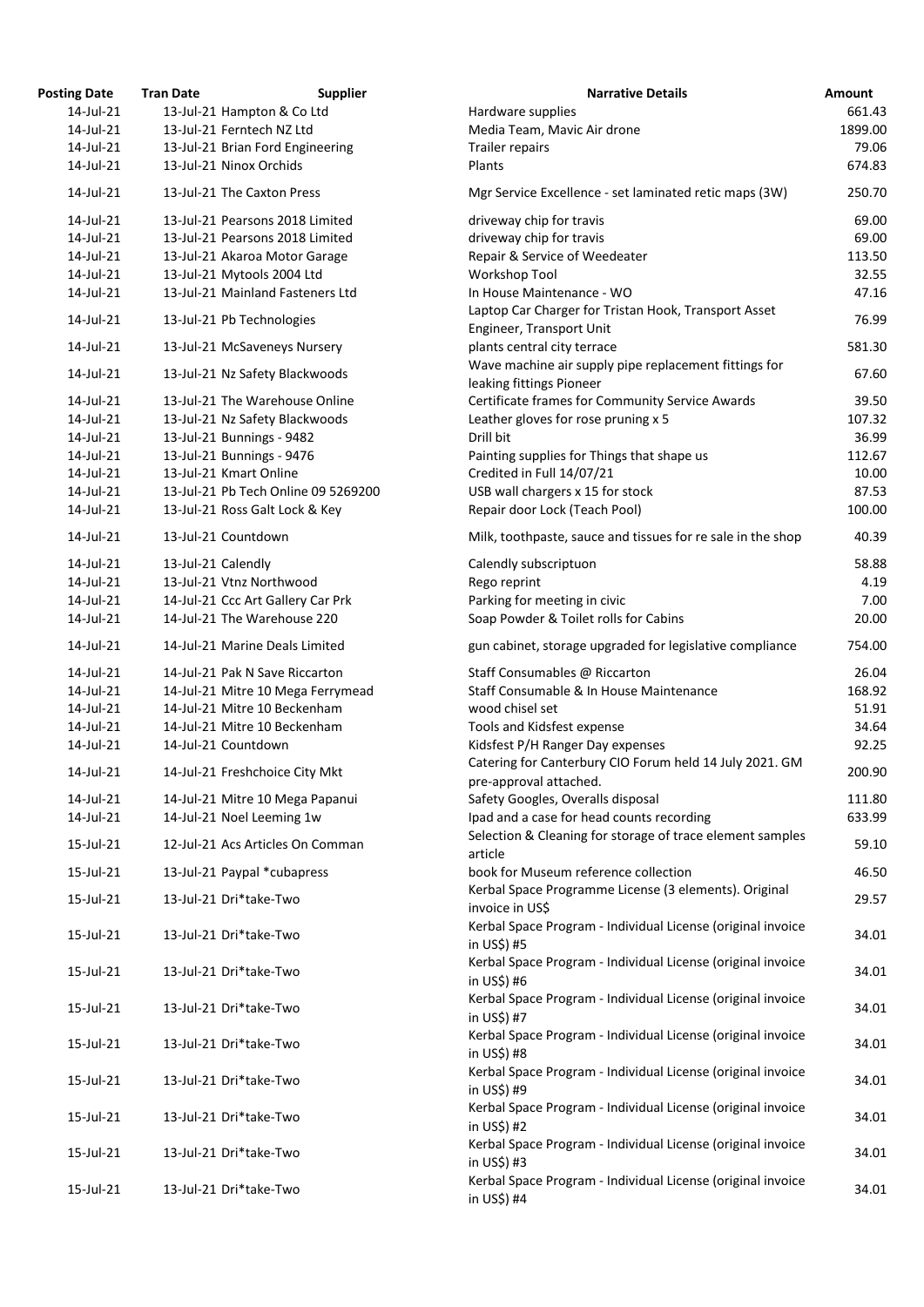| Posting Date | Tran Date | Supplier | Narrative Details | Amount |
|---|---|---|---|---|
| 14-Jul-21 | 13-Jul-21 | Hampton & Co Ltd | Hardware supplies | 661.43 |
| 14-Jul-21 | 13-Jul-21 | Ferntech NZ Ltd | Media Team, Mavic Air drone | 1899.00 |
| 14-Jul-21 | 13-Jul-21 | Brian Ford Engineering | Trailer repairs | 79.06 |
| 14-Jul-21 | 13-Jul-21 | Ninox Orchids | Plants | 674.83 |
| 14-Jul-21 | 13-Jul-21 | The Caxton Press | Mgr Service Excellence - set laminated retic maps (3W) | 250.70 |
| 14-Jul-21 | 13-Jul-21 | Pearsons 2018 Limited | driveway chip for travis | 69.00 |
| 14-Jul-21 | 13-Jul-21 | Pearsons 2018 Limited | driveway chip for travis | 69.00 |
| 14-Jul-21 | 13-Jul-21 | Akaroa Motor Garage | Repair & Service of Weedeater | 113.50 |
| 14-Jul-21 | 13-Jul-21 | Mytools 2004 Ltd | Workshop Tool | 32.55 |
| 14-Jul-21 | 13-Jul-21 | Mainland Fasteners Ltd | In House Maintenance - WO | 47.16 |
| 14-Jul-21 | 13-Jul-21 | Pb Technologies | Laptop Car Charger for Tristan Hook, Transport Asset Engineer, Transport Unit | 76.99 |
| 14-Jul-21 | 13-Jul-21 | McSaveneys Nursery | plants central city terrace | 581.30 |
| 14-Jul-21 | 13-Jul-21 | Nz Safety Blackwoods | Wave machine air supply pipe replacement fittings for leaking fittings Pioneer | 67.60 |
| 14-Jul-21 | 13-Jul-21 | The Warehouse Online | Certificate frames for Community Service Awards | 39.50 |
| 14-Jul-21 | 13-Jul-21 | Nz Safety Blackwoods | Leather gloves for rose pruning x 5 | 107.32 |
| 14-Jul-21 | 13-Jul-21 | Bunnings - 9482 | Drill bit | 36.99 |
| 14-Jul-21 | 13-Jul-21 | Bunnings - 9476 | Painting supplies for Things that shape us | 112.67 |
| 14-Jul-21 | 13-Jul-21 | Kmart Online | Credited in Full 14/07/21 | 10.00 |
| 14-Jul-21 | 13-Jul-21 | Pb Tech Online 09 5269200 | USB wall chargers x 15 for stock | 87.53 |
| 14-Jul-21 | 13-Jul-21 | Ross Galt Lock & Key | Repair door Lock (Teach Pool) | 100.00 |
| 14-Jul-21 | 13-Jul-21 | Countdown | Milk, toothpaste, sauce and tissues for re sale in the shop | 40.39 |
| 14-Jul-21 | 13-Jul-21 | Calendly | Calendly subscriptuon | 58.88 |
| 14-Jul-21 | 13-Jul-21 | Vtnz Northwood | Rego reprint | 4.19 |
| 14-Jul-21 | 14-Jul-21 | Ccc Art Gallery Car Prk | Parking for meeting in civic | 7.00 |
| 14-Jul-21 | 14-Jul-21 | The Warehouse 220 | Soap Powder & Toilet rolls for Cabins | 20.00 |
| 14-Jul-21 | 14-Jul-21 | Marine Deals Limited | gun cabinet, storage upgraded for legislative compliance | 754.00 |
| 14-Jul-21 | 14-Jul-21 | Pak N Save Riccarton | Staff Consumables @ Riccarton | 26.04 |
| 14-Jul-21 | 14-Jul-21 | Mitre 10 Mega Ferrymead | Staff Consumable & In House Maintenance | 168.92 |
| 14-Jul-21 | 14-Jul-21 | Mitre 10 Beckenham | wood chisel set | 51.91 |
| 14-Jul-21 | 14-Jul-21 | Mitre 10 Beckenham | Tools and Kidsfest expense | 34.64 |
| 14-Jul-21 | 14-Jul-21 | Countdown | Kidsfest P/H Ranger Day expenses | 92.25 |
| 14-Jul-21 | 14-Jul-21 | Freshchoice City Mkt | Catering for Canterbury CIO Forum held 14 July 2021. GM pre-approval attached. | 200.90 |
| 14-Jul-21 | 14-Jul-21 | Mitre 10 Mega Papanui | Safety Googles, Overalls disposal | 111.80 |
| 14-Jul-21 | 14-Jul-21 | Noel Leeming 1w | Ipad and a case for head counts recording | 633.99 |
| 15-Jul-21 | 12-Jul-21 | Acs Articles On Comman | Selection & Cleaning for storage of trace element samples article | 59.10 |
| 15-Jul-21 | 13-Jul-21 | Paypal *cubapress | book for Museum reference collection | 46.50 |
| 15-Jul-21 | 13-Jul-21 | Dri*take-Two | Kerbal Space Programme License (3 elements). Original invoice in US$ | 29.57 |
| 15-Jul-21 | 13-Jul-21 | Dri*take-Two | Kerbal Space Program - Individual License (original invoice in US$) #5 | 34.01 |
| 15-Jul-21 | 13-Jul-21 | Dri*take-Two | Kerbal Space Program - Individual License (original invoice in US$) #6 | 34.01 |
| 15-Jul-21 | 13-Jul-21 | Dri*take-Two | Kerbal Space Program - Individual License (original invoice in US$) #7 | 34.01 |
| 15-Jul-21 | 13-Jul-21 | Dri*take-Two | Kerbal Space Program - Individual License (original invoice in US$) #8 | 34.01 |
| 15-Jul-21 | 13-Jul-21 | Dri*take-Two | Kerbal Space Program - Individual License (original invoice in US$) #9 | 34.01 |
| 15-Jul-21 | 13-Jul-21 | Dri*take-Two | Kerbal Space Program - Individual License (original invoice in US$) #2 | 34.01 |
| 15-Jul-21 | 13-Jul-21 | Dri*take-Two | Kerbal Space Program - Individual License (original invoice in US$) #3 | 34.01 |
| 15-Jul-21 | 13-Jul-21 | Dri*take-Two | Kerbal Space Program - Individual License (original invoice in US$) #4 | 34.01 |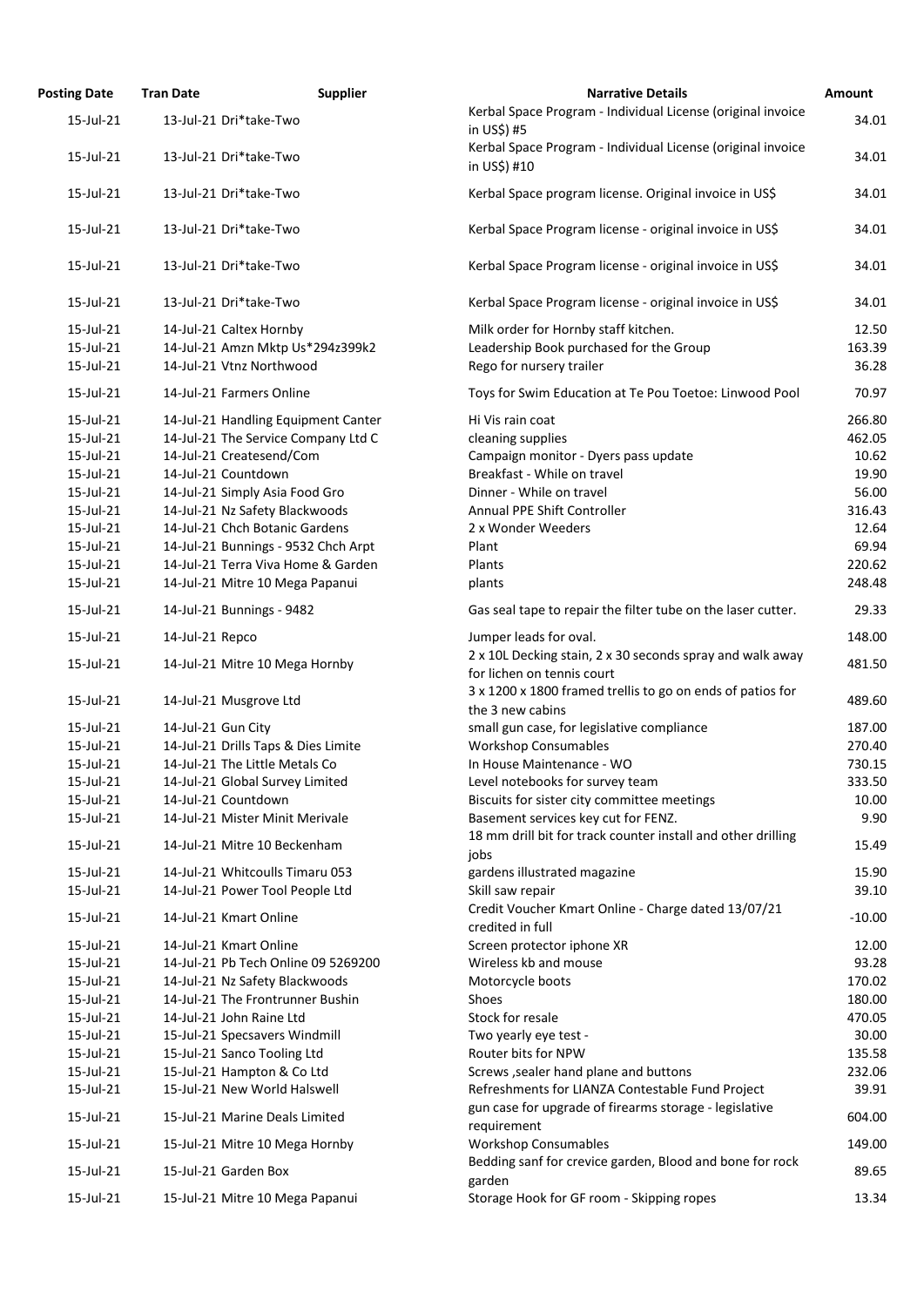| Posting Date | Tran Date | Supplier | Narrative Details | Amount |
|---|---|---|---|---|
| 15-Jul-21 | 13-Jul-21 | Dri*take-Two | Kerbal Space Program - Individual License (original invoice in US$) #5 | 34.01 |
| 15-Jul-21 | 13-Jul-21 | Dri*take-Two | Kerbal Space Program - Individual License (original invoice in US$) #10 | 34.01 |
| 15-Jul-21 | 13-Jul-21 | Dri*take-Two | Kerbal Space program license. Original invoice in US$ | 34.01 |
| 15-Jul-21 | 13-Jul-21 | Dri*take-Two | Kerbal Space Program license - original invoice in US$ | 34.01 |
| 15-Jul-21 | 13-Jul-21 | Dri*take-Two | Kerbal Space Program license - original invoice in US$ | 34.01 |
| 15-Jul-21 | 13-Jul-21 | Dri*take-Two | Kerbal Space Program license - original invoice in US$ | 34.01 |
| 15-Jul-21 | 14-Jul-21 | Caltex Hornby | Milk order for Hornby staff kitchen. | 12.50 |
| 15-Jul-21 | 14-Jul-21 | Amzn Mktp Us*294z399k2 | Leadership Book purchased for the Group | 163.39 |
| 15-Jul-21 | 14-Jul-21 | Vtnz Northwood | Rego for nursery trailer | 36.28 |
| 15-Jul-21 | 14-Jul-21 | Farmers Online | Toys for Swim Education at Te Pou Toetoe: Linwood Pool | 70.97 |
| 15-Jul-21 | 14-Jul-21 | Handling Equipment Canter | Hi Vis rain coat | 266.80 |
| 15-Jul-21 | 14-Jul-21 | The Service Company Ltd C | cleaning supplies | 462.05 |
| 15-Jul-21 | 14-Jul-21 | Createsend/Com | Campaign monitor - Dyers pass update | 10.62 |
| 15-Jul-21 | 14-Jul-21 | Countdown | Breakfast - While on travel | 19.90 |
| 15-Jul-21 | 14-Jul-21 | Simply Asia Food Gro | Dinner - While on travel | 56.00 |
| 15-Jul-21 | 14-Jul-21 | Nz Safety Blackwoods | Annual PPE Shift Controller | 316.43 |
| 15-Jul-21 | 14-Jul-21 | Chch Botanic Gardens | 2 x Wonder Weeders | 12.64 |
| 15-Jul-21 | 14-Jul-21 | Bunnings - 9532 Chch Arpt | Plant | 69.94 |
| 15-Jul-21 | 14-Jul-21 | Terra Viva Home & Garden | Plants | 220.62 |
| 15-Jul-21 | 14-Jul-21 | Mitre 10 Mega Papanui | plants | 248.48 |
| 15-Jul-21 | 14-Jul-21 | Bunnings - 9482 | Gas seal tape to repair the filter tube on the laser cutter. | 29.33 |
| 15-Jul-21 | 14-Jul-21 | Repco | Jumper leads for oval. | 148.00 |
| 15-Jul-21 | 14-Jul-21 | Mitre 10 Mega Hornby | 2 x 10L Decking stain, 2 x 30 seconds spray and walk away for lichen on tennis court | 481.50 |
| 15-Jul-21 | 14-Jul-21 | Musgrove Ltd | 3 x 1200 x 1800 framed trellis to go on ends of patios for the 3 new cabins | 489.60 |
| 15-Jul-21 | 14-Jul-21 | Gun City | small gun case, for legislative compliance | 187.00 |
| 15-Jul-21 | 14-Jul-21 | Drills Taps & Dies Limite | Workshop Consumables | 270.40 |
| 15-Jul-21 | 14-Jul-21 | The Little Metals Co | In House Maintenance - WO | 730.15 |
| 15-Jul-21 | 14-Jul-21 | Global Survey Limited | Level notebooks for survey team | 333.50 |
| 15-Jul-21 | 14-Jul-21 | Countdown | Biscuits for sister city committee meetings | 10.00 |
| 15-Jul-21 | 14-Jul-21 | Mister Minit Merivale | Basement services key cut for FENZ. | 9.90 |
| 15-Jul-21 | 14-Jul-21 | Mitre 10 Beckenham | 18 mm drill bit for track counter install and other drilling jobs | 15.49 |
| 15-Jul-21 | 14-Jul-21 | Whitcoulls Timaru 053 | gardens illustrated magazine | 15.90 |
| 15-Jul-21 | 14-Jul-21 | Power Tool People Ltd | Skill saw repair | 39.10 |
| 15-Jul-21 | 14-Jul-21 | Kmart Online | Credit Voucher Kmart Online - Charge dated 13/07/21 credited in full | -10.00 |
| 15-Jul-21 | 14-Jul-21 | Kmart Online | Screen protector iphone XR | 12.00 |
| 15-Jul-21 | 14-Jul-21 | Pb Tech Online 09 5269200 | Wireless kb and mouse | 93.28 |
| 15-Jul-21 | 14-Jul-21 | Nz Safety Blackwoods | Motorcycle boots | 170.02 |
| 15-Jul-21 | 14-Jul-21 | The Frontrunner Bushin | Shoes | 180.00 |
| 15-Jul-21 | 14-Jul-21 | John Raine Ltd | Stock for resale | 470.05 |
| 15-Jul-21 | 15-Jul-21 | Specsavers Windmill | Two yearly eye test - | 30.00 |
| 15-Jul-21 | 15-Jul-21 | Sanco Tooling Ltd | Router bits for NPW | 135.58 |
| 15-Jul-21 | 15-Jul-21 | Hampton & Co Ltd | Screws ,sealer hand plane and buttons | 232.06 |
| 15-Jul-21 | 15-Jul-21 | New World Halswell | Refreshments for LIANZA Contestable Fund Project | 39.91 |
| 15-Jul-21 | 15-Jul-21 | Marine Deals Limited | gun case for upgrade of firearms storage - legislative requirement | 604.00 |
| 15-Jul-21 | 15-Jul-21 | Mitre 10 Mega Hornby | Workshop Consumables | 149.00 |
| 15-Jul-21 | 15-Jul-21 | Garden Box | Bedding sanf for crevice garden, Blood and bone for rock garden | 89.65 |
| 15-Jul-21 | 15-Jul-21 | Mitre 10 Mega Papanui | Storage Hook for GF room - Skipping ropes | 13.34 |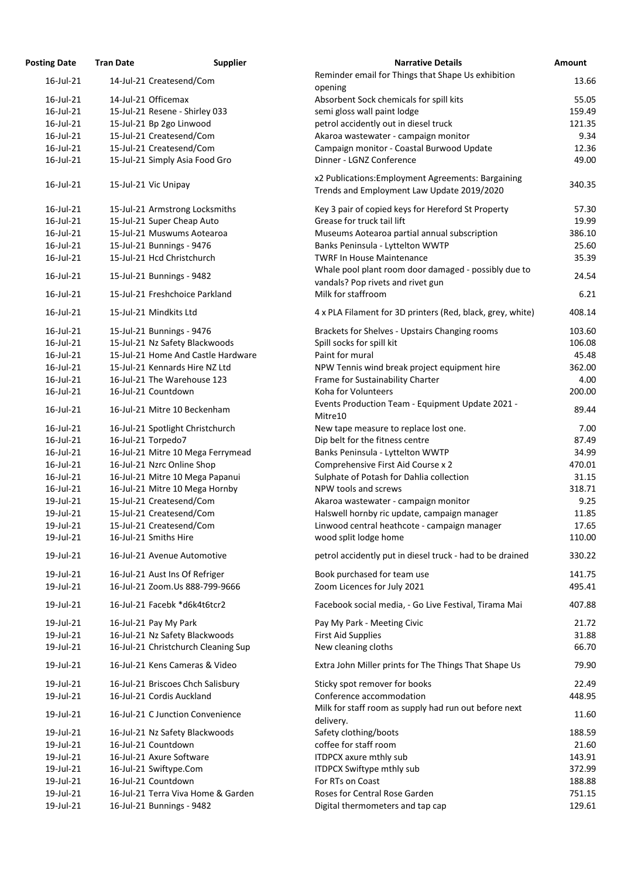| Posting Date | Tran Date | Supplier | Narrative Details | Amount |
|---|---|---|---|---|
| 16-Jul-21 | 14-Jul-21 | Createsend/Com | Reminder email for Things that Shape Us exhibition opening | 13.66 |
| 16-Jul-21 | 14-Jul-21 | Officemax | Absorbent Sock chemicals for spill kits | 55.05 |
| 16-Jul-21 | 15-Jul-21 | Resene - Shirley 033 | semi gloss wall paint lodge | 159.49 |
| 16-Jul-21 | 15-Jul-21 | Bp 2go Linwood | petrol accidently out in diesel truck | 121.35 |
| 16-Jul-21 | 15-Jul-21 | Createsend/Com | Akaroa wastewater - campaign monitor | 9.34 |
| 16-Jul-21 | 15-Jul-21 | Createsend/Com | Campaign monitor - Coastal Burwood Update | 12.36 |
| 16-Jul-21 | 15-Jul-21 | Simply Asia Food Gro | Dinner - LGNZ Conference | 49.00 |
| 16-Jul-21 | 15-Jul-21 | Vic Unipay | x2 Publications:Employment Agreements: Bargaining Trends and Employment Law Update 2019/2020 | 340.35 |
| 16-Jul-21 | 15-Jul-21 | Armstrong Locksmiths | Key 3 pair of copied keys for Hereford St Property | 57.30 |
| 16-Jul-21 | 15-Jul-21 | Super Cheap Auto | Grease for truck tail lift | 19.99 |
| 16-Jul-21 | 15-Jul-21 | Muswums Aotearoa | Museums Aotearoa partial annual subscription | 386.10 |
| 16-Jul-21 | 15-Jul-21 | Bunnings - 9476 | Banks Peninsula - Lyttelton WWTP | 25.60 |
| 16-Jul-21 | 15-Jul-21 | Hcd Christchurch | TWRF In House Maintenance | 35.39 |
| 16-Jul-21 | 15-Jul-21 | Bunnings - 9482 | Whale pool plant room door damaged - possibly due to vandals? Pop rivets and rivet gun | 24.54 |
| 16-Jul-21 | 15-Jul-21 | Freshchoice Parkland | Milk for staffroom | 6.21 |
| 16-Jul-21 | 15-Jul-21 | Mindkits Ltd | 4 x PLA Filament for 3D printers (Red, black, grey, white) | 408.14 |
| 16-Jul-21 | 15-Jul-21 | Bunnings - 9476 | Brackets for Shelves - Upstairs Changing rooms | 103.60 |
| 16-Jul-21 | 15-Jul-21 | Nz Safety Blackwoods | Spill socks for spill kit | 106.08 |
| 16-Jul-21 | 15-Jul-21 | Home And Castle Hardware | Paint for mural | 45.48 |
| 16-Jul-21 | 15-Jul-21 | Kennards Hire NZ Ltd | NPW Tennis wind break project equipment hire | 362.00 |
| 16-Jul-21 | 16-Jul-21 | The Warehouse 123 | Frame for Sustainability Charter | 4.00 |
| 16-Jul-21 | 16-Jul-21 | Countdown | Koha for Volunteers | 200.00 |
| 16-Jul-21 | 16-Jul-21 | Mitre 10 Beckenham | Events Production Team - Equipment Update 2021 - Mitre10 | 89.44 |
| 16-Jul-21 | 16-Jul-21 | Spotlight Christchurch | New tape measure to replace lost one. | 7.00 |
| 16-Jul-21 | 16-Jul-21 | Torpedo7 | Dip belt for the fitness centre | 87.49 |
| 16-Jul-21 | 16-Jul-21 | Mitre 10 Mega Ferrymead | Banks Peninsula - Lyttelton WWTP | 34.99 |
| 16-Jul-21 | 16-Jul-21 | Nzrc Online Shop | Comprehensive First Aid Course x 2 | 470.01 |
| 16-Jul-21 | 16-Jul-21 | Mitre 10 Mega Papanui | Sulphate of Potash for Dahlia collection | 31.15 |
| 16-Jul-21 | 16-Jul-21 | Mitre 10 Mega Hornby | NPW tools and screws | 318.71 |
| 19-Jul-21 | 15-Jul-21 | Createsend/Com | Akaroa wastewater - campaign monitor | 9.25 |
| 19-Jul-21 | 15-Jul-21 | Createsend/Com | Halswell hornby ric update, campaign manager | 11.85 |
| 19-Jul-21 | 15-Jul-21 | Createsend/Com | Linwood central heathcote - campaign manager | 17.65 |
| 19-Jul-21 | 16-Jul-21 | Smiths Hire | wood split lodge home | 110.00 |
| 19-Jul-21 | 16-Jul-21 | Avenue Automotive | petrol accidently put in diesel truck - had to be drained | 330.22 |
| 19-Jul-21 | 16-Jul-21 | Aust Ins Of Refriger | Book purchased for team use | 141.75 |
| 19-Jul-21 | 16-Jul-21 | Zoom.Us 888-799-9666 | Zoom Licences for July 2021 | 495.41 |
| 19-Jul-21 | 16-Jul-21 | Facebk *d6k4t6tcr2 | Facebook social media, - Go Live Festival, Tirama Mai | 407.88 |
| 19-Jul-21 | 16-Jul-21 | Pay My Park | Pay My Park - Meeting Civic | 21.72 |
| 19-Jul-21 | 16-Jul-21 | Nz Safety Blackwoods | First Aid Supplies | 31.88 |
| 19-Jul-21 | 16-Jul-21 | Christchurch Cleaning Sup | New cleaning cloths | 66.70 |
| 19-Jul-21 | 16-Jul-21 | Kens Cameras & Video | Extra John Miller prints for The Things That Shape Us | 79.90 |
| 19-Jul-21 | 16-Jul-21 | Briscoes Chch Salisbury | Sticky spot remover for books | 22.49 |
| 19-Jul-21 | 16-Jul-21 | Cordis Auckland | Conference accommodation | 448.95 |
| 19-Jul-21 | 16-Jul-21 | C Junction Convenience | Milk for staff room as supply had run out before next delivery. | 11.60 |
| 19-Jul-21 | 16-Jul-21 | Nz Safety Blackwoods | Safety clothing/boots | 188.59 |
| 19-Jul-21 | 16-Jul-21 | Countdown | coffee for staff room | 21.60 |
| 19-Jul-21 | 16-Jul-21 | Axure Software | ITDPCX axure mthly sub | 143.91 |
| 19-Jul-21 | 16-Jul-21 | Swiftype.Com | ITDPCX Swiftype mthly sub | 372.99 |
| 19-Jul-21 | 16-Jul-21 | Countdown | For RTs on Coast | 188.88 |
| 19-Jul-21 | 16-Jul-21 | Terra Viva Home & Garden | Roses for Central Rose Garden | 751.15 |
| 19-Jul-21 | 16-Jul-21 | Bunnings - 9482 | Digital thermometers and tap cap | 129.61 |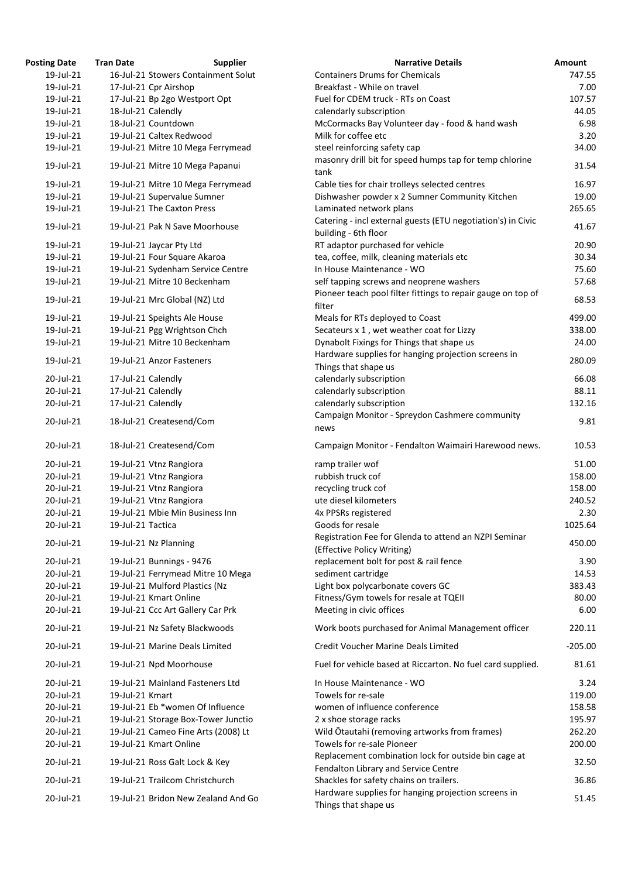| Posting Date | Tran Date | Supplier | Narrative Details | Amount |
|---|---|---|---|---|
| 19-Jul-21 | 16-Jul-21 | Stowers Containment Solut | Containers Drums for Chemicals | 747.55 |
| 19-Jul-21 | 17-Jul-21 | Cpr Airshop | Breakfast - While on travel | 7.00 |
| 19-Jul-21 | 17-Jul-21 | Bp 2go Westport Opt | Fuel for CDEM truck - RTs on Coast | 107.57 |
| 19-Jul-21 | 18-Jul-21 | Calendly | calendarly subscription | 44.05 |
| 19-Jul-21 | 18-Jul-21 | Countdown | McCormacks Bay Volunteer day - food & hand wash | 6.98 |
| 19-Jul-21 | 19-Jul-21 | Caltex Redwood | Milk for coffee etc | 3.20 |
| 19-Jul-21 | 19-Jul-21 | Mitre 10 Mega Ferrymead | steel reinforcing safety cap | 34.00 |
| 19-Jul-21 | 19-Jul-21 | Mitre 10 Mega Papanui | masonry drill bit for speed humps tap for temp chlorine tank | 31.54 |
| 19-Jul-21 | 19-Jul-21 | Mitre 10 Mega Ferrymead | Cable ties for chair trolleys selected centres | 16.97 |
| 19-Jul-21 | 19-Jul-21 | Supervalue Sumner | Dishwasher powder x 2 Sumner Community Kitchen | 19.00 |
| 19-Jul-21 | 19-Jul-21 | The Caxton Press | Laminated network plans | 265.65 |
| 19-Jul-21 | 19-Jul-21 | Pak N Save Moorhouse | Catering - incl external guests (ETU negotiation's) in Civic building - 6th floor | 41.67 |
| 19-Jul-21 | 19-Jul-21 | Jaycar Pty Ltd | RT adaptor purchased for vehicle | 20.90 |
| 19-Jul-21 | 19-Jul-21 | Four Square Akaroa | tea, coffee, milk, cleaning materials etc | 30.34 |
| 19-Jul-21 | 19-Jul-21 | Sydenham Service Centre | In House Maintenance - WO | 75.60 |
| 19-Jul-21 | 19-Jul-21 | Mitre 10 Beckenham | self tapping screws and neoprene washers | 57.68 |
| 19-Jul-21 | 19-Jul-21 | Mrc Global (NZ) Ltd | Pioneer teach pool filter fittings to repair gauge on top of filter | 68.53 |
| 19-Jul-21 | 19-Jul-21 | Speights Ale House | Meals for RTs deployed to Coast | 499.00 |
| 19-Jul-21 | 19-Jul-21 | Pgg Wrightson Chch | Secateurs x 1 , wet weather coat for Lizzy | 338.00 |
| 19-Jul-21 | 19-Jul-21 | Mitre 10 Beckenham | Dynabolt Fixings for Things that shape us | 24.00 |
| 19-Jul-21 | 19-Jul-21 | Anzor Fasteners | Hardware supplies for hanging projection screens in Things that shape us | 280.09 |
| 20-Jul-21 | 17-Jul-21 | Calendly | calendarly subscription | 66.08 |
| 20-Jul-21 | 17-Jul-21 | Calendly | calendarly subscription | 88.11 |
| 20-Jul-21 | 17-Jul-21 | Calendly | calendarly subscription | 132.16 |
| 20-Jul-21 | 18-Jul-21 | Createsend/Com | Campaign Monitor - Spreydon Cashmere community news | 9.81 |
| 20-Jul-21 | 18-Jul-21 | Createsend/Com | Campaign Monitor - Fendalton Waimairi Harewood news. | 10.53 |
| 20-Jul-21 | 19-Jul-21 | Vtnz Rangiora | ramp trailer wof | 51.00 |
| 20-Jul-21 | 19-Jul-21 | Vtnz Rangiora | rubbish truck cof | 158.00 |
| 20-Jul-21 | 19-Jul-21 | Vtnz Rangiora | recycling truck cof | 158.00 |
| 20-Jul-21 | 19-Jul-21 | Vtnz Rangiora | ute diesel kilometers | 240.52 |
| 20-Jul-21 | 19-Jul-21 | Mbie Min Business Inn | 4x PPSRs registered | 2.30 |
| 20-Jul-21 | 19-Jul-21 | Tactica | Goods for resale | 1025.64 |
| 20-Jul-21 | 19-Jul-21 | Nz Planning | Registration Fee for Glenda to attend an NZPI Seminar (Effective Policy Writing) | 450.00 |
| 20-Jul-21 | 19-Jul-21 | Bunnings - 9476 | replacement bolt for post & rail fence | 3.90 |
| 20-Jul-21 | 19-Jul-21 | Ferrymead Mitre 10 Mega | sediment cartridge | 14.53 |
| 20-Jul-21 | 19-Jul-21 | Mulford Plastics (Nz | Light box polycarbonate covers GC | 383.43 |
| 20-Jul-21 | 19-Jul-21 | Kmart Online | Fitness/Gym towels for resale at TQEII | 80.00 |
| 20-Jul-21 | 19-Jul-21 | Ccc Art Gallery Car Prk | Meeting in civic offices | 6.00 |
| 20-Jul-21 | 19-Jul-21 | Nz Safety Blackwoods | Work boots purchased for Animal Management officer | 220.11 |
| 20-Jul-21 | 19-Jul-21 | Marine Deals Limited | Credit Voucher Marine Deals Limited | -205.00 |
| 20-Jul-21 | 19-Jul-21 | Npd Moorhouse | Fuel for vehicle based at Riccarton. No fuel card supplied. | 81.61 |
| 20-Jul-21 | 19-Jul-21 | Mainland Fasteners Ltd | In House Maintenance - WO | 3.24 |
| 20-Jul-21 | 19-Jul-21 | Kmart | Towels for re-sale | 119.00 |
| 20-Jul-21 | 19-Jul-21 | Eb *women Of Influence | women of influence conference | 158.58 |
| 20-Jul-21 | 19-Jul-21 | Storage Box-Tower Junctio | 2 x shoe storage racks | 195.97 |
| 20-Jul-21 | 19-Jul-21 | Cameo Fine Arts (2008) Lt | Wild Ōtautahi (removing artworks from frames) | 262.20 |
| 20-Jul-21 | 19-Jul-21 | Kmart Online | Towels for re-sale Pioneer | 200.00 |
| 20-Jul-21 | 19-Jul-21 | Ross Galt Lock & Key | Replacement combination lock for outside bin cage at Fendalton Library and Service Centre | 32.50 |
| 20-Jul-21 | 19-Jul-21 | Trailcom Christchurch | Shackles for safety chains on trailers. | 36.86 |
| 20-Jul-21 | 19-Jul-21 | Bridon New Zealand And Go | Hardware supplies for hanging projection screens in Things that shape us | 51.45 |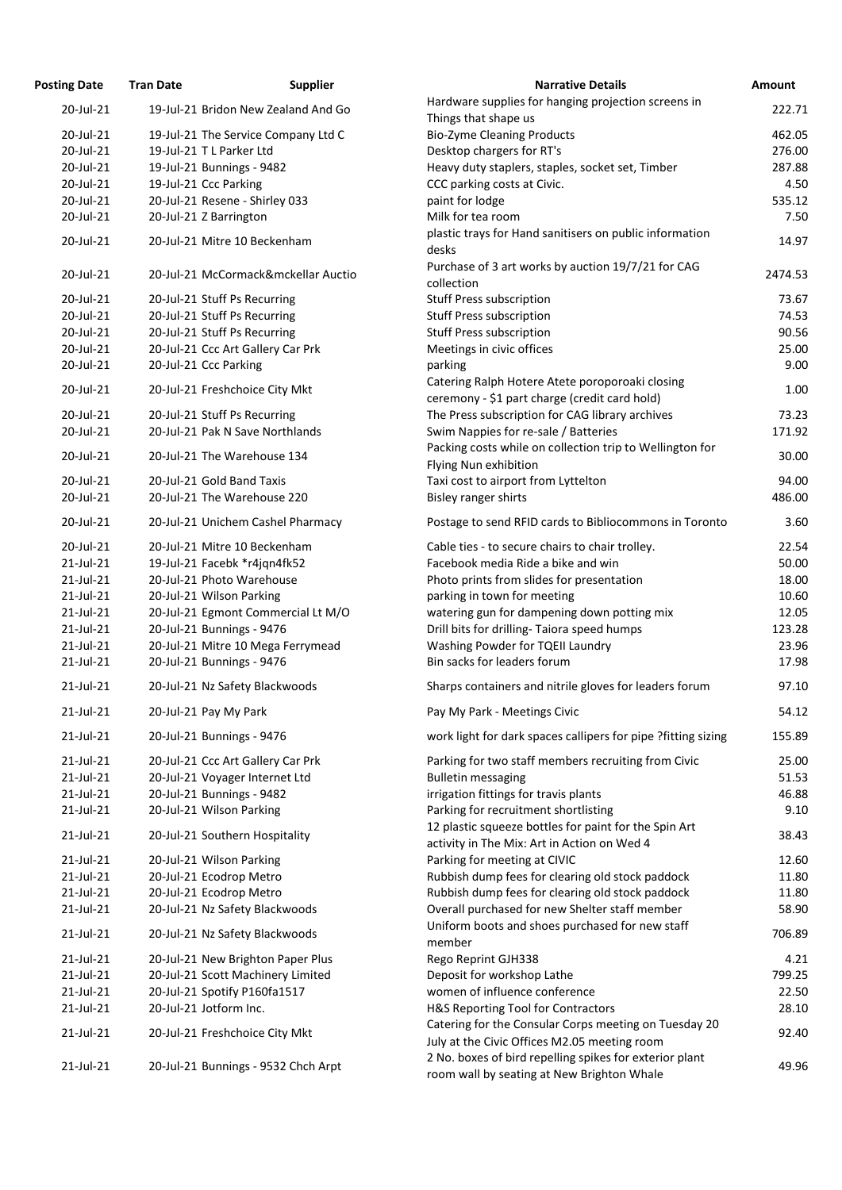| Posting Date | Tran Date | Supplier | Narrative Details | Amount |
|---|---|---|---|---|
| 20-Jul-21 | 19-Jul-21 | Bridon New Zealand And Go | Hardware supplies for hanging projection screens in Things that shape us | 222.71 |
| 20-Jul-21 | 19-Jul-21 | The Service Company Ltd C | Bio-Zyme Cleaning Products | 462.05 |
| 20-Jul-21 | 19-Jul-21 | T L Parker Ltd | Desktop chargers for RT's | 276.00 |
| 20-Jul-21 | 19-Jul-21 | Bunnings - 9482 | Heavy duty staplers, staples, socket set, Timber | 287.88 |
| 20-Jul-21 | 19-Jul-21 | Ccc Parking | CCC parking costs at Civic. | 4.50 |
| 20-Jul-21 | 20-Jul-21 | Resene - Shirley 033 | paint for lodge | 535.12 |
| 20-Jul-21 | 20-Jul-21 | Z Barrington | Milk for tea room | 7.50 |
| 20-Jul-21 | 20-Jul-21 | Mitre 10 Beckenham | plastic trays for Hand sanitisers on public information desks | 14.97 |
| 20-Jul-21 | 20-Jul-21 | McCormack&mckellar Auctio | Purchase of 3 art works by auction 19/7/21 for CAG collection | 2474.53 |
| 20-Jul-21 | 20-Jul-21 | Stuff Ps Recurring | Stuff Press subscription | 73.67 |
| 20-Jul-21 | 20-Jul-21 | Stuff Ps Recurring | Stuff Press subscription | 74.53 |
| 20-Jul-21 | 20-Jul-21 | Stuff Ps Recurring | Stuff Press subscription | 90.56 |
| 20-Jul-21 | 20-Jul-21 | Ccc Art Gallery Car Prk | Meetings in civic offices | 25.00 |
| 20-Jul-21 | 20-Jul-21 | Ccc Parking | parking | 9.00 |
| 20-Jul-21 | 20-Jul-21 | Freshchoice City Mkt | Catering Ralph Hotere Atete poroporoaki closing ceremony - $1 part charge (credit card hold) | 1.00 |
| 20-Jul-21 | 20-Jul-21 | Stuff Ps Recurring | The Press subscription for CAG library archives | 73.23 |
| 20-Jul-21 | 20-Jul-21 | Pak N Save Northlands | Swim Nappies for re-sale / Batteries | 171.92 |
| 20-Jul-21 | 20-Jul-21 | The Warehouse 134 | Packing costs while on collection trip to Wellington for Flying Nun exhibition | 30.00 |
| 20-Jul-21 | 20-Jul-21 | Gold Band Taxis | Taxi cost to airport from Lyttelton | 94.00 |
| 20-Jul-21 | 20-Jul-21 | The Warehouse 220 | Bisley ranger shirts | 486.00 |
| 20-Jul-21 | 20-Jul-21 | Unichem Cashel Pharmacy | Postage to send RFID cards to Bibliocommons in Toronto | 3.60 |
| 20-Jul-21 | 20-Jul-21 | Mitre 10 Beckenham | Cable ties - to secure chairs to chair trolley. | 22.54 |
| 21-Jul-21 | 19-Jul-21 | Facebk *r4jqn4fk52 | Facebook media Ride a bike and win | 50.00 |
| 21-Jul-21 | 20-Jul-21 | Photo Warehouse | Photo prints from slides for presentation | 18.00 |
| 21-Jul-21 | 20-Jul-21 | Wilson Parking | parking in town for meeting | 10.60 |
| 21-Jul-21 | 20-Jul-21 | Egmont Commercial Lt M/O | watering gun for dampening down potting mix | 12.05 |
| 21-Jul-21 | 20-Jul-21 | Bunnings - 9476 | Drill bits for drilling- Taiora speed humps | 123.28 |
| 21-Jul-21 | 20-Jul-21 | Mitre 10 Mega Ferrymead | Washing Powder for TQEII Laundry | 23.96 |
| 21-Jul-21 | 20-Jul-21 | Bunnings - 9476 | Bin sacks for leaders forum | 17.98 |
| 21-Jul-21 | 20-Jul-21 | Nz Safety Blackwoods | Sharps containers and nitrile gloves for leaders forum | 97.10 |
| 21-Jul-21 | 20-Jul-21 | Pay My Park | Pay My Park - Meetings Civic | 54.12 |
| 21-Jul-21 | 20-Jul-21 | Bunnings - 9476 | work light for dark spaces callipers for pipe ?fitting sizing | 155.89 |
| 21-Jul-21 | 20-Jul-21 | Ccc Art Gallery Car Prk | Parking for two staff members recruiting from Civic | 25.00 |
| 21-Jul-21 | 20-Jul-21 | Voyager Internet Ltd | Bulletin messaging | 51.53 |
| 21-Jul-21 | 20-Jul-21 | Bunnings - 9482 | irrigation fittings for travis plants | 46.88 |
| 21-Jul-21 | 20-Jul-21 | Wilson Parking | Parking for recruitment shortlisting | 9.10 |
| 21-Jul-21 | 20-Jul-21 | Southern Hospitality | 12 plastic squeeze bottles for paint for the Spin Art activity in The Mix: Art in Action on Wed 4 | 38.43 |
| 21-Jul-21 | 20-Jul-21 | Wilson Parking | Parking for meeting at CIVIC | 12.60 |
| 21-Jul-21 | 20-Jul-21 | Ecodrop Metro | Rubbish dump fees for clearing old stock paddock | 11.80 |
| 21-Jul-21 | 20-Jul-21 | Ecodrop Metro | Rubbish dump fees for clearing old stock paddock | 11.80 |
| 21-Jul-21 | 20-Jul-21 | Nz Safety Blackwoods | Overall purchased for new Shelter staff member | 58.90 |
| 21-Jul-21 | 20-Jul-21 | Nz Safety Blackwoods | Uniform boots and shoes purchased for new staff member | 706.89 |
| 21-Jul-21 | 20-Jul-21 | New Brighton Paper Plus | Rego Reprint GJH338 | 4.21 |
| 21-Jul-21 | 20-Jul-21 | Scott Machinery Limited | Deposit for workshop Lathe | 799.25 |
| 21-Jul-21 | 20-Jul-21 | Spotify P160fa1517 | women of influence conference | 22.50 |
| 21-Jul-21 | 20-Jul-21 | Jotform Inc. | H&S Reporting Tool for Contractors | 28.10 |
| 21-Jul-21 | 20-Jul-21 | Freshchoice City Mkt | Catering for the Consular Corps meeting on Tuesday 20 July at the Civic Offices M2.05 meeting room | 92.40 |
| 21-Jul-21 | 20-Jul-21 | Bunnings - 9532 Chch Arpt | 2 No. boxes of bird repelling spikes for exterior plant room wall by seating at New Brighton Whale | 49.96 |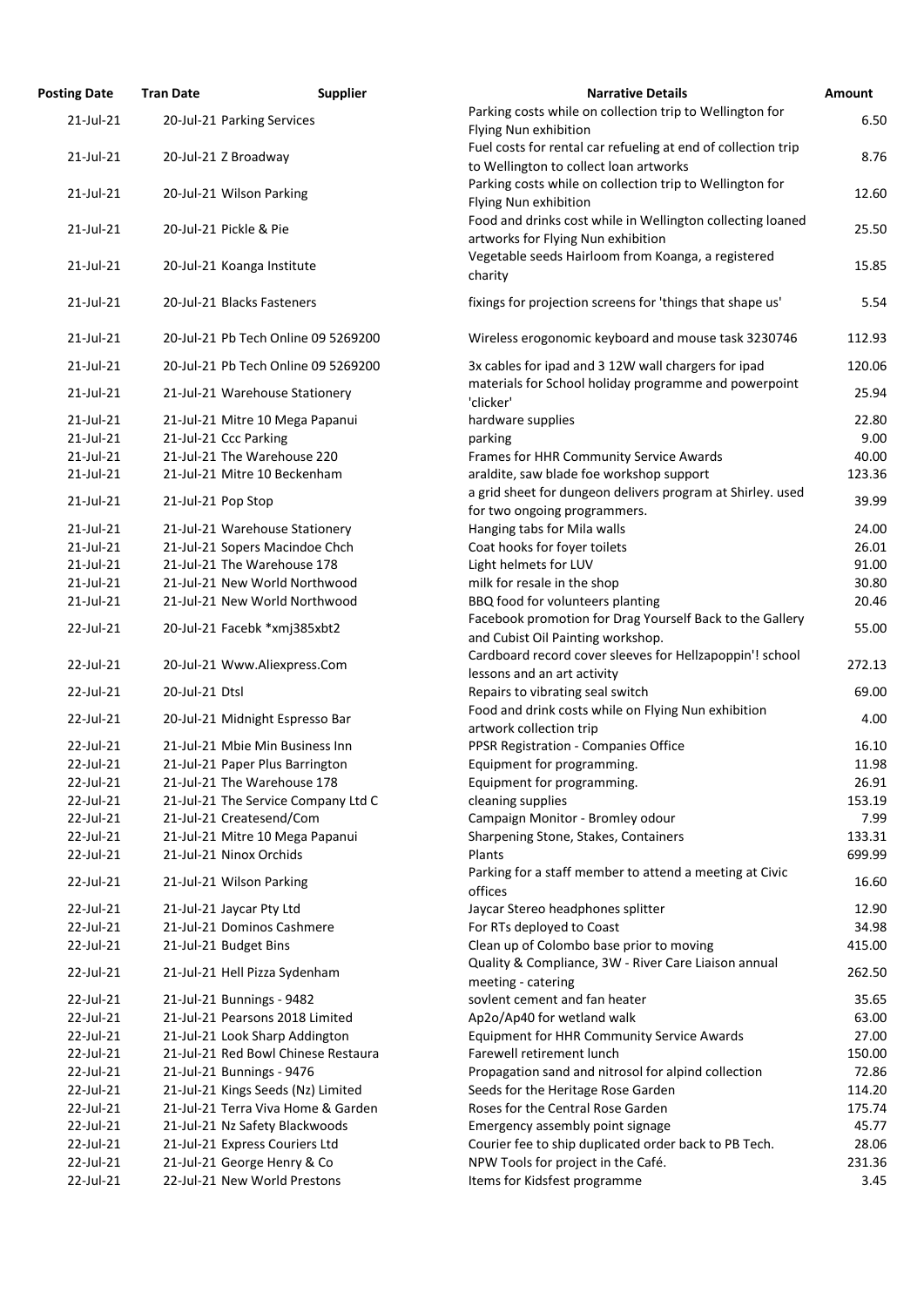| Posting Date | Tran Date | Supplier | Narrative Details | Amount |
|---|---|---|---|---|
| 21-Jul-21 | 20-Jul-21 | Parking Services | Parking costs while on collection trip to Wellington for Flying Nun exhibition | 6.50 |
| 21-Jul-21 | 20-Jul-21 | Z Broadway | Fuel costs for rental car refueling at end of collection trip to Wellington to collect loan artworks | 8.76 |
| 21-Jul-21 | 20-Jul-21 | Wilson Parking | Parking costs while on collection trip to Wellington for Flying Nun exhibition | 12.60 |
| 21-Jul-21 | 20-Jul-21 | Pickle & Pie | Food and drinks cost while in Wellington collecting loaned artworks for Flying Nun exhibition | 25.50 |
| 21-Jul-21 | 20-Jul-21 | Koanga Institute | Vegetable seeds Hairloom from Koanga, a registered charity | 15.85 |
| 21-Jul-21 | 20-Jul-21 | Blacks Fasteners | fixings for projection screens for 'things that shape us' | 5.54 |
| 21-Jul-21 | 20-Jul-21 | Pb Tech Online 09 5269200 | Wireless erogonomic keyboard and mouse task 3230746 | 112.93 |
| 21-Jul-21 | 20-Jul-21 | Pb Tech Online 09 5269200 | 3x cables for ipad and 3 12W wall chargers for ipad | 120.06 |
| 21-Jul-21 | 21-Jul-21 | Warehouse Stationery | materials for School holiday programme and powerpoint 'clicker' | 25.94 |
| 21-Jul-21 | 21-Jul-21 | Mitre 10 Mega Papanui | hardware supplies | 22.80 |
| 21-Jul-21 | 21-Jul-21 | Ccc Parking | parking | 9.00 |
| 21-Jul-21 | 21-Jul-21 | The Warehouse 220 | Frames for HHR Community Service Awards | 40.00 |
| 21-Jul-21 | 21-Jul-21 | Mitre 10 Beckenham | araldite, saw blade foe workshop support | 123.36 |
| 21-Jul-21 | 21-Jul-21 | Pop Stop | a grid sheet for dungeon delivers program at Shirley. used for two ongoing programmers. | 39.99 |
| 21-Jul-21 | 21-Jul-21 | Warehouse Stationery | Hanging tabs for Mila walls | 24.00 |
| 21-Jul-21 | 21-Jul-21 | Sopers Macindoe Chch | Coat hooks for foyer toilets | 26.01 |
| 21-Jul-21 | 21-Jul-21 | The Warehouse 178 | Light helmets for LUV | 91.00 |
| 21-Jul-21 | 21-Jul-21 | New World Northwood | milk for resale in the shop | 30.80 |
| 21-Jul-21 | 21-Jul-21 | New World Northwood | BBQ food for volunteers planting | 20.46 |
| 22-Jul-21 | 20-Jul-21 | Facebk *xmj385xbt2 | Facebook promotion for Drag Yourself Back to the Gallery and Cubist Oil Painting workshop. | 55.00 |
| 22-Jul-21 | 20-Jul-21 | Www.Aliexpress.Com | Cardboard record cover sleeves for Hellzapoppin'! school lessons and an art activity | 272.13 |
| 22-Jul-21 | 20-Jul-21 | Dtsl | Repairs to vibrating seal switch | 69.00 |
| 22-Jul-21 | 20-Jul-21 | Midnight Espresso Bar | Food and drink costs while on Flying Nun exhibition artwork collection trip | 4.00 |
| 22-Jul-21 | 21-Jul-21 | Mbie Min Business Inn | PPSR Registration - Companies Office | 16.10 |
| 22-Jul-21 | 21-Jul-21 | Paper Plus Barrington | Equipment for programming. | 11.98 |
| 22-Jul-21 | 21-Jul-21 | The Warehouse 178 | Equipment for programming. | 26.91 |
| 22-Jul-21 | 21-Jul-21 | The Service Company Ltd C | cleaning supplies | 153.19 |
| 22-Jul-21 | 21-Jul-21 | Createsend/Com | Campaign Monitor - Bromley odour | 7.99 |
| 22-Jul-21 | 21-Jul-21 | Mitre 10 Mega Papanui | Sharpening Stone, Stakes, Containers | 133.31 |
| 22-Jul-21 | 21-Jul-21 | Ninox Orchids | Plants | 699.99 |
| 22-Jul-21 | 21-Jul-21 | Wilson Parking | Parking for a staff member to attend a meeting at Civic offices | 16.60 |
| 22-Jul-21 | 21-Jul-21 | Jaycar Pty Ltd | Jaycar Stereo headphones splitter | 12.90 |
| 22-Jul-21 | 21-Jul-21 | Dominos Cashmere | For RTs deployed to Coast | 34.98 |
| 22-Jul-21 | 21-Jul-21 | Budget Bins | Clean up of Colombo base prior to moving | 415.00 |
| 22-Jul-21 | 21-Jul-21 | Hell Pizza Sydenham | Quality & Compliance, 3W - River Care Liaison annual meeting - catering | 262.50 |
| 22-Jul-21 | 21-Jul-21 | Bunnings - 9482 | sovlent cement and fan heater | 35.65 |
| 22-Jul-21 | 21-Jul-21 | Pearsons 2018 Limited | Ap2o/Ap40 for wetland walk | 63.00 |
| 22-Jul-21 | 21-Jul-21 | Look Sharp Addington | Equipment for HHR Community Service Awards | 27.00 |
| 22-Jul-21 | 21-Jul-21 | Red Bowl Chinese Restaura | Farewell retirement lunch | 150.00 |
| 22-Jul-21 | 21-Jul-21 | Bunnings - 9476 | Propagation sand and nitrosol for alpind collection | 72.86 |
| 22-Jul-21 | 21-Jul-21 | Kings Seeds (Nz) Limited | Seeds for the Heritage Rose Garden | 114.20 |
| 22-Jul-21 | 21-Jul-21 | Terra Viva Home & Garden | Roses for the Central Rose Garden | 175.74 |
| 22-Jul-21 | 21-Jul-21 | Nz Safety Blackwoods | Emergency assembly point signage | 45.77 |
| 22-Jul-21 | 21-Jul-21 | Express Couriers Ltd | Courier fee to ship duplicated order back to PB Tech. | 28.06 |
| 22-Jul-21 | 21-Jul-21 | George Henry & Co | NPW Tools for project in the Café. | 231.36 |
| 22-Jul-21 | 22-Jul-21 | New World Prestons | Items for Kidsfest programme | 3.45 |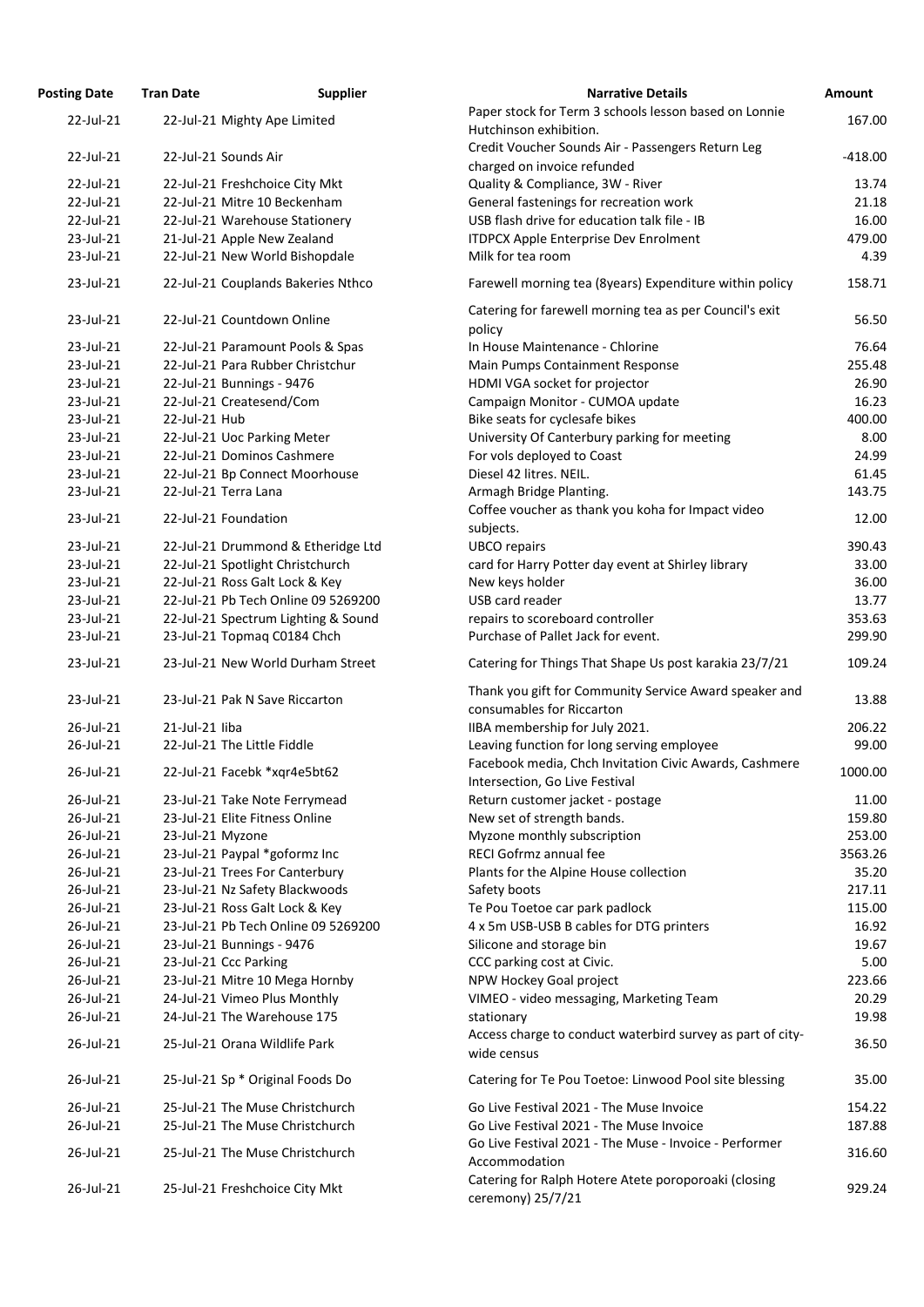| Posting Date | Tran Date | Supplier | Narrative Details | Amount |
|---|---|---|---|---|
| 22-Jul-21 | 22-Jul-21 | Mighty Ape Limited | Paper stock for Term 3 schools lesson based on Lonnie Hutchinson exhibition. | 167.00 |
| 22-Jul-21 | 22-Jul-21 | Sounds Air | Credit Voucher Sounds Air - Passengers Return Leg charged on invoice refunded | -418.00 |
| 22-Jul-21 | 22-Jul-21 | Freshchoice City Mkt | Quality & Compliance, 3W - River | 13.74 |
| 22-Jul-21 | 22-Jul-21 | Mitre 10 Beckenham | General fastenings for recreation work | 21.18 |
| 22-Jul-21 | 22-Jul-21 | Warehouse Stationery | USB flash drive for education talk file - IB | 16.00 |
| 23-Jul-21 | 21-Jul-21 | Apple New Zealand | ITDPCX Apple Enterprise Dev Enrolment | 479.00 |
| 23-Jul-21 | 22-Jul-21 | New World Bishopdale | Milk for tea room | 4.39 |
| 23-Jul-21 | 22-Jul-21 | Couplands Bakeries Nthco | Farewell morning tea (8years) Expenditure within policy | 158.71 |
| 23-Jul-21 | 22-Jul-21 | Countdown Online | Catering for farewell morning tea as per Council's exit policy | 56.50 |
| 23-Jul-21 | 22-Jul-21 | Paramount Pools & Spas | In House Maintenance - Chlorine | 76.64 |
| 23-Jul-21 | 22-Jul-21 | Para Rubber Christchur | Main Pumps Containment Response | 255.48 |
| 23-Jul-21 | 22-Jul-21 | Bunnings - 9476 | HDMI VGA socket for projector | 26.90 |
| 23-Jul-21 | 22-Jul-21 | Createsend/Com | Campaign Monitor - CUMOA update | 16.23 |
| 23-Jul-21 | 22-Jul-21 | Hub | Bike seats for cyclesafe bikes | 400.00 |
| 23-Jul-21 | 22-Jul-21 | Uoc Parking Meter | University Of Canterbury parking for meeting | 8.00 |
| 23-Jul-21 | 22-Jul-21 | Dominos Cashmere | For vols deployed to Coast | 24.99 |
| 23-Jul-21 | 22-Jul-21 | Bp Connect Moorhouse | Diesel 42 litres. NEIL. | 61.45 |
| 23-Jul-21 | 22-Jul-21 | Terra Lana | Armagh Bridge Planting. | 143.75 |
| 23-Jul-21 | 22-Jul-21 | Foundation | Coffee voucher as thank you koha for Impact video subjects. | 12.00 |
| 23-Jul-21 | 22-Jul-21 | Drummond & Etheridge Ltd | UBCO repairs | 390.43 |
| 23-Jul-21 | 22-Jul-21 | Spotlight Christchurch | card for Harry Potter day event at Shirley library | 33.00 |
| 23-Jul-21 | 22-Jul-21 | Ross Galt Lock & Key | New keys holder | 36.00 |
| 23-Jul-21 | 22-Jul-21 | Pb Tech Online 09 5269200 | USB card reader | 13.77 |
| 23-Jul-21 | 22-Jul-21 | Spectrum Lighting & Sound | repairs to scoreboard controller | 353.63 |
| 23-Jul-21 | 23-Jul-21 | Topmaq C0184 Chch | Purchase of Pallet Jack for event. | 299.90 |
| 23-Jul-21 | 23-Jul-21 | New World Durham Street | Catering for Things That Shape Us post karakia 23/7/21 | 109.24 |
| 23-Jul-21 | 23-Jul-21 | Pak N Save Riccarton | Thank you gift for Community Service Award speaker and consumables for Riccarton | 13.88 |
| 26-Jul-21 | 21-Jul-21 | Iiba | IIBA membership for July 2021. | 206.22 |
| 26-Jul-21 | 22-Jul-21 | The Little Fiddle | Leaving function for long serving employee | 99.00 |
| 26-Jul-21 | 22-Jul-21 | Facebk *xqr4e5bt62 | Facebook media, Chch Invitation Civic Awards, Cashmere Intersection, Go Live Festival | 1000.00 |
| 26-Jul-21 | 23-Jul-21 | Take Note Ferrymead | Return customer jacket - postage | 11.00 |
| 26-Jul-21 | 23-Jul-21 | Elite Fitness Online | New set of strength bands. | 159.80 |
| 26-Jul-21 | 23-Jul-21 | Myzone | Myzone monthly subscription | 253.00 |
| 26-Jul-21 | 23-Jul-21 | Paypal *goformz Inc | RECI Gofrmz annual fee | 3563.26 |
| 26-Jul-21 | 23-Jul-21 | Trees For Canterbury | Plants for the Alpine House collection | 35.20 |
| 26-Jul-21 | 23-Jul-21 | Nz Safety Blackwoods | Safety boots | 217.11 |
| 26-Jul-21 | 23-Jul-21 | Ross Galt Lock & Key | Te Pou Toetoe car park padlock | 115.00 |
| 26-Jul-21 | 23-Jul-21 | Pb Tech Online 09 5269200 | 4 x 5m USB-USB B cables for DTG printers | 16.92 |
| 26-Jul-21 | 23-Jul-21 | Bunnings - 9476 | Silicone and storage bin | 19.67 |
| 26-Jul-21 | 23-Jul-21 | Ccc Parking | CCC parking cost at Civic. | 5.00 |
| 26-Jul-21 | 23-Jul-21 | Mitre 10 Mega Hornby | NPW Hockey Goal project | 223.66 |
| 26-Jul-21 | 24-Jul-21 | Vimeo Plus Monthly | VIMEO - video messaging, Marketing Team | 20.29 |
| 26-Jul-21 | 24-Jul-21 | The Warehouse 175 | stationary | 19.98 |
| 26-Jul-21 | 25-Jul-21 | Orana Wildlife Park | Access charge to conduct waterbird survey as part of city-wide census | 36.50 |
| 26-Jul-21 | 25-Jul-21 | Sp * Original Foods Do | Catering for Te Pou Toetoe: Linwood Pool site blessing | 35.00 |
| 26-Jul-21 | 25-Jul-21 | The Muse Christchurch | Go Live Festival 2021 - The Muse Invoice | 154.22 |
| 26-Jul-21 | 25-Jul-21 | The Muse Christchurch | Go Live Festival 2021 - The Muse Invoice | 187.88 |
| 26-Jul-21 | 25-Jul-21 | The Muse Christchurch | Go Live Festival 2021 - The Muse - Invoice - Performer Accommodation | 316.60 |
| 26-Jul-21 | 25-Jul-21 | Freshchoice City Mkt | Catering for Ralph Hotere Atete poroporoaki (closing ceremony) 25/7/21 | 929.24 |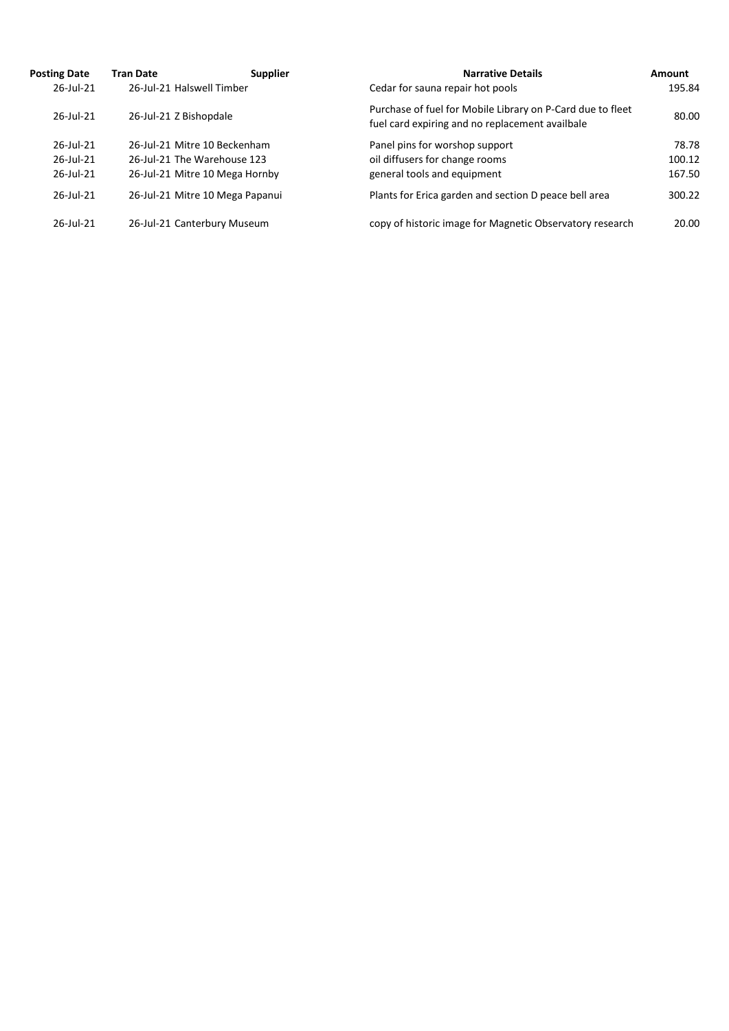| Posting Date | Tran Date | Supplier | Narrative Details | Amount |
|---|---|---|---|---|
| 26-Jul-21 | 26-Jul-21 | Halswell Timber | Cedar for sauna repair hot pools | 195.84 |
| 26-Jul-21 | 26-Jul-21 | Z Bishopdale | Purchase of fuel for Mobile Library on P-Card due to fleet fuel card expiring and no replacement availbale | 80.00 |
| 26-Jul-21 | 26-Jul-21 | Mitre 10 Beckenham | Panel pins for worshop support | 78.78 |
| 26-Jul-21 | 26-Jul-21 | The Warehouse 123 | oil diffusers for change rooms | 100.12 |
| 26-Jul-21 | 26-Jul-21 | Mitre 10 Mega Hornby | general tools and equipment | 167.50 |
| 26-Jul-21 | 26-Jul-21 | Mitre 10 Mega Papanui | Plants for Erica garden and section D peace bell area | 300.22 |
| 26-Jul-21 | 26-Jul-21 | Canterbury Museum | copy of historic image for Magnetic Observatory research | 20.00 |